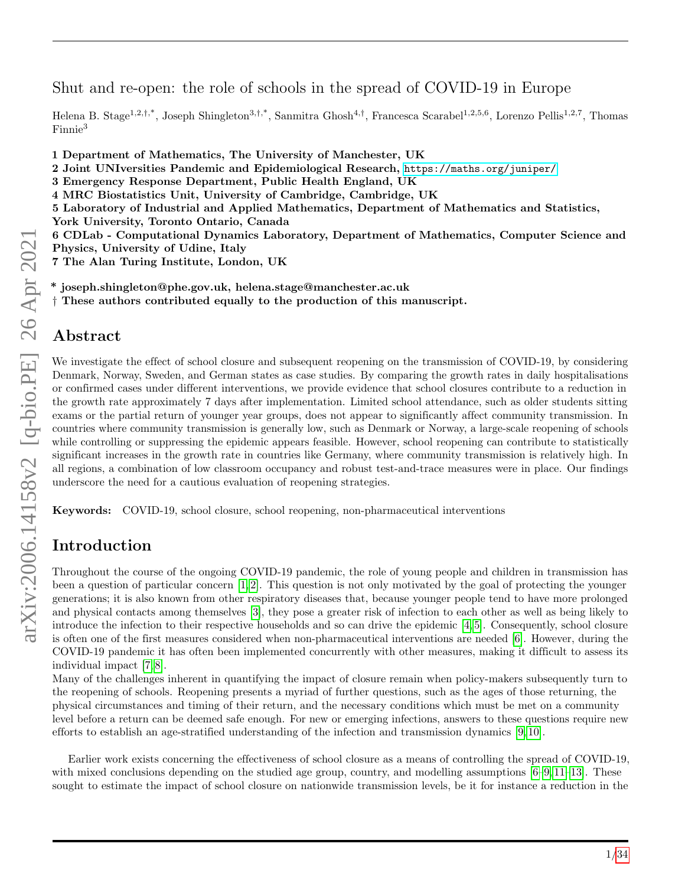# Shut and re-open: the role of schools in the spread of COVID-19 in Europe

Helena B. Stage[1,2,†,*], Joseph Shingleton[3,†,*], Sanmitra Ghosh[4,†], Francesca Scarabel[1,2,5,6], Lorenzo Pellis[1,2,7], Thomas Finnie[3]

**1 Department of Mathematics, The University of Manchester, UK**
**2 Joint UNIversities Pandemic and Epidemiological Research, https://maths.org/juniper/**
**3 Emergency Response Department, Public Health England, UK**
**4 MRC Biostatistics Unit, University of Cambridge, Cambridge, UK**
**5 Laboratory of Industrial and Applied Mathematics, Department of Mathematics and Statistics, York University, Toronto Ontario, Canada**
**6 CDLab - Computational Dynamics Laboratory, Department of Mathematics, Computer Science and Physics, University of Udine, Italy**
**7 The Alan Turing Institute, London, UK**

**\* joseph.shingleton@phe.gov.uk, helena.stage@manchester.ac.uk**
**† These authors contributed equally to the production of this manuscript.**

## Abstract

We investigate the effect of school closure and subsequent reopening on the transmission of COVID-19, by considering Denmark, Norway, Sweden, and German states as case studies. By comparing the growth rates in daily hospitalisations or confirmed cases under different interventions, we provide evidence that school closures contribute to a reduction in the growth rate approximately 7 days after implementation. Limited school attendance, such as older students sitting exams or the partial return of younger year groups, does not appear to significantly affect community transmission. In countries where community transmission is generally low, such as Denmark or Norway, a large-scale reopening of schools while controlling or suppressing the epidemic appears feasible. However, school reopening can contribute to statistically significant increases in the growth rate in countries like Germany, where community transmission is relatively high. In all regions, a combination of low classroom occupancy and robust test-and-trace measures were in place. Our findings underscore the need for a cautious evaluation of reopening strategies.

**Keywords:** COVID-19, school closure, school reopening, non-pharmaceutical interventions

## Introduction

Throughout the course of the ongoing COVID-19 pandemic, the role of young people and children in transmission has been a question of particular concern [1,2]. This question is not only motivated by the goal of protecting the younger generations; it is also known from other respiratory diseases that, because younger people tend to have more prolonged and physical contacts among themselves [3], they pose a greater risk of infection to each other as well as being likely to introduce the infection to their respective households and so can drive the epidemic [4,5]. Consequently, school closure is often one of the first measures considered when non-pharmaceutical interventions are needed [6]. However, during the COVID-19 pandemic it has often been implemented concurrently with other measures, making it difficult to assess its individual impact [7,8].
Many of the challenges inherent in quantifying the impact of closure remain when policy-makers subsequently turn to the reopening of schools. Reopening presents a myriad of further questions, such as the ages of those returning, the physical circumstances and timing of their return, and the necessary conditions which must be met on a community level before a return can be deemed safe enough. For new or emerging infections, answers to these questions require new efforts to establish an age-stratified understanding of the infection and transmission dynamics [9,10].

Earlier work exists concerning the effectiveness of school closure as a means of controlling the spread of COVID-19, with mixed conclusions depending on the studied age group, country, and modelling assumptions [6–9,11–13]. These sought to estimate the impact of school closure on nationwide transmission levels, be it for instance a reduction in the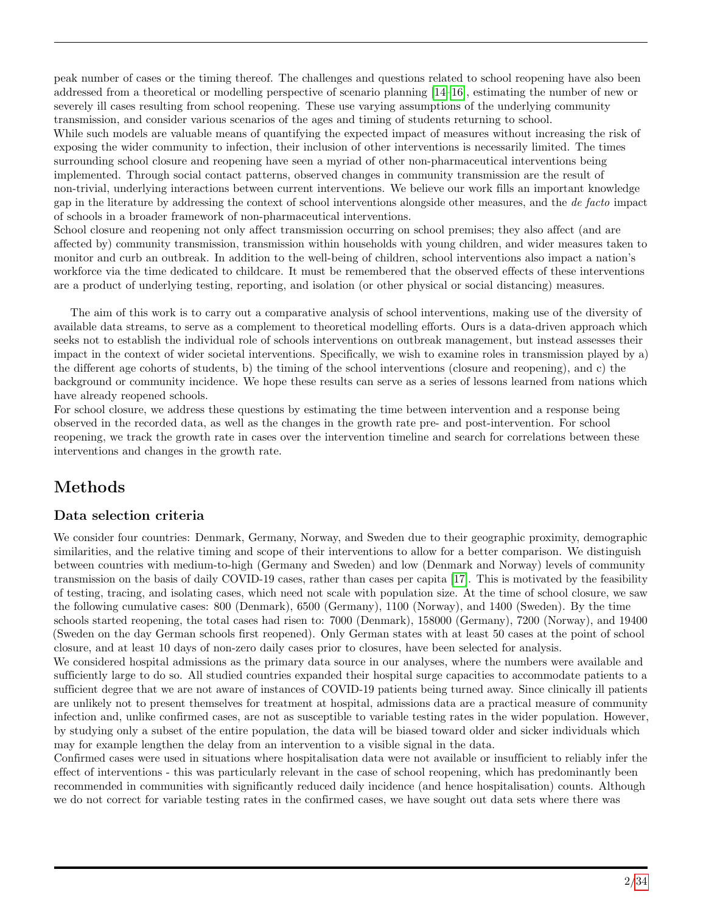peak number of cases or the timing thereof. The challenges and questions related to school reopening have also been addressed from a theoretical or modelling perspective of scenario planning [14–16], estimating the number of new or severely ill cases resulting from school reopening. These use varying assumptions of the underlying community transmission, and consider various scenarios of the ages and timing of students returning to school.
While such models are valuable means of quantifying the expected impact of measures without increasing the risk of exposing the wider community to infection, their inclusion of other interventions is necessarily limited. The times surrounding school closure and reopening have seen a myriad of other non-pharmaceutical interventions being implemented. Through social contact patterns, observed changes in community transmission are the result of non-trivial, underlying interactions between current interventions. We believe our work fills an important knowledge gap in the literature by addressing the context of school interventions alongside other measures, and the *de facto* impact of schools in a broader framework of non-pharmaceutical interventions.
School closure and reopening not only affect transmission occurring on school premises; they also affect (and are affected by) community transmission, transmission within households with young children, and wider measures taken to monitor and curb an outbreak. In addition to the well-being of children, school interventions also impact a nation's workforce via the time dedicated to childcare. It must be remembered that the observed effects of these interventions are a product of underlying testing, reporting, and isolation (or other physical or social distancing) measures.

The aim of this work is to carry out a comparative analysis of school interventions, making use of the diversity of available data streams, to serve as a complement to theoretical modelling efforts. Ours is a data-driven approach which seeks not to establish the individual role of schools interventions on outbreak management, but instead assesses their impact in the context of wider societal interventions. Specifically, we wish to examine roles in transmission played by a) the different age cohorts of students, b) the timing of the school interventions (closure and reopening), and c) the background or community incidence. We hope these results can serve as a series of lessons learned from nations which have already reopened schools.
For school closure, we address these questions by estimating the time between intervention and a response being observed in the recorded data, as well as the changes in the growth rate pre- and post-intervention. For school reopening, we track the growth rate in cases over the intervention timeline and search for correlations between these interventions and changes in the growth rate.

# Methods

## Data selection criteria

We consider four countries: Denmark, Germany, Norway, and Sweden due to their geographic proximity, demographic similarities, and the relative timing and scope of their interventions to allow for a better comparison. We distinguish between countries with medium-to-high (Germany and Sweden) and low (Denmark and Norway) levels of community transmission on the basis of daily COVID-19 cases, rather than cases per capita [17]. This is motivated by the feasibility of testing, tracing, and isolating cases, which need not scale with population size. At the time of school closure, we saw the following cumulative cases: 800 (Denmark), 6500 (Germany), 1100 (Norway), and 1400 (Sweden). By the time schools started reopening, the total cases had risen to: 7000 (Denmark), 158000 (Germany), 7200 (Norway), and 19400 (Sweden on the day German schools first reopened). Only German states with at least 50 cases at the point of school closure, and at least 10 days of non-zero daily cases prior to closures, have been selected for analysis.
We considered hospital admissions as the primary data source in our analyses, where the numbers were available and sufficiently large to do so. All studied countries expanded their hospital surge capacities to accommodate patients to a sufficient degree that we are not aware of instances of COVID-19 patients being turned away. Since clinically ill patients are unlikely not to present themselves for treatment at hospital, admissions data are a practical measure of community infection and, unlike confirmed cases, are not as susceptible to variable testing rates in the wider population. However, by studying only a subset of the entire population, the data will be biased toward older and sicker individuals which may for example lengthen the delay from an intervention to a visible signal in the data.
Confirmed cases were used in situations where hospitalisation data were not available or insufficient to reliably infer the effect of interventions - this was particularly relevant in the case of school reopening, which has predominantly been recommended in communities with significantly reduced daily incidence (and hence hospitalisation) counts. Although we do not correct for variable testing rates in the confirmed cases, we have sought out data sets where there was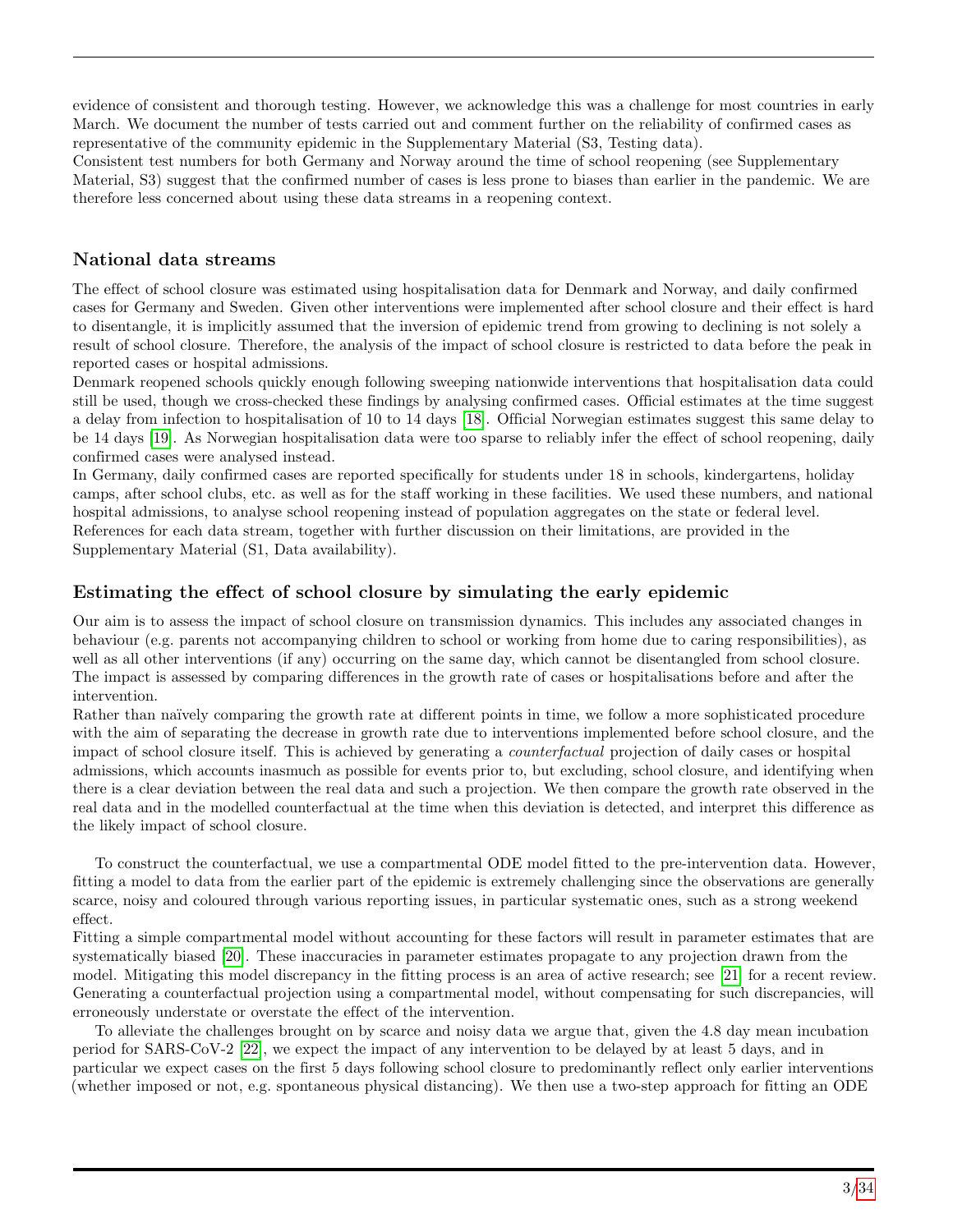evidence of consistent and thorough testing. However, we acknowledge this was a challenge for most countries in early March. We document the number of tests carried out and comment further on the reliability of confirmed cases as representative of the community epidemic in the Supplementary Material (S3, Testing data).
Consistent test numbers for both Germany and Norway around the time of school reopening (see Supplementary Material, S3) suggest that the confirmed number of cases is less prone to biases than earlier in the pandemic. We are therefore less concerned about using these data streams in a reopening context.

## National data streams

The effect of school closure was estimated using hospitalisation data for Denmark and Norway, and daily confirmed cases for Germany and Sweden. Given other interventions were implemented after school closure and their effect is hard to disentangle, it is implicitly assumed that the inversion of epidemic trend from growing to declining is not solely a result of school closure. Therefore, the analysis of the impact of school closure is restricted to data before the peak in reported cases or hospital admissions.
Denmark reopened schools quickly enough following sweeping nationwide interventions that hospitalisation data could still be used, though we cross-checked these findings by analysing confirmed cases. Official estimates at the time suggest a delay from infection to hospitalisation of 10 to 14 days [18]. Official Norwegian estimates suggest this same delay to be 14 days [19]. As Norwegian hospitalisation data were too sparse to reliably infer the effect of school reopening, daily confirmed cases were analysed instead.
In Germany, daily confirmed cases are reported specifically for students under 18 in schools, kindergartens, holiday camps, after school clubs, etc. as well as for the staff working in these facilities. We used these numbers, and national hospital admissions, to analyse school reopening instead of population aggregates on the state or federal level.
References for each data stream, together with further discussion on their limitations, are provided in the Supplementary Material (S1, Data availability).

## Estimating the effect of school closure by simulating the early epidemic

Our aim is to assess the impact of school closure on transmission dynamics. This includes any associated changes in behaviour (e.g. parents not accompanying children to school or working from home due to caring responsibilities), as well as all other interventions (if any) occurring on the same day, which cannot be disentangled from school closure. The impact is assessed by comparing differences in the growth rate of cases or hospitalisations before and after the intervention.
Rather than naïvely comparing the growth rate at different points in time, we follow a more sophisticated procedure with the aim of separating the decrease in growth rate due to interventions implemented before school closure, and the impact of school closure itself. This is achieved by generating a *counterfactual* projection of daily cases or hospital admissions, which accounts inasmuch as possible for events prior to, but excluding, school closure, and identifying when there is a clear deviation between the real data and such a projection. We then compare the growth rate observed in the real data and in the modelled counterfactual at the time when this deviation is detected, and interpret this difference as the likely impact of school closure.

To construct the counterfactual, we use a compartmental ODE model fitted to the pre-intervention data. However, fitting a model to data from the earlier part of the epidemic is extremely challenging since the observations are generally scarce, noisy and coloured through various reporting issues, in particular systematic ones, such as a strong weekend effect.
Fitting a simple compartmental model without accounting for these factors will result in parameter estimates that are systematically biased [20]. These inaccuracies in parameter estimates propagate to any projection drawn from the model. Mitigating this model discrepancy in the fitting process is an area of active research; see [21] for a recent review. Generating a counterfactual projection using a compartmental model, without compensating for such discrepancies, will erroneously understate or overstate the effect of the intervention.

To alleviate the challenges brought on by scarce and noisy data we argue that, given the 4.8 day mean incubation period for SARS-CoV-2 [22], we expect the impact of any intervention to be delayed by at least 5 days, and in particular we expect cases on the first 5 days following school closure to predominantly reflect only earlier interventions (whether imposed or not, e.g. spontaneous physical distancing). We then use a two-step approach for fitting an ODE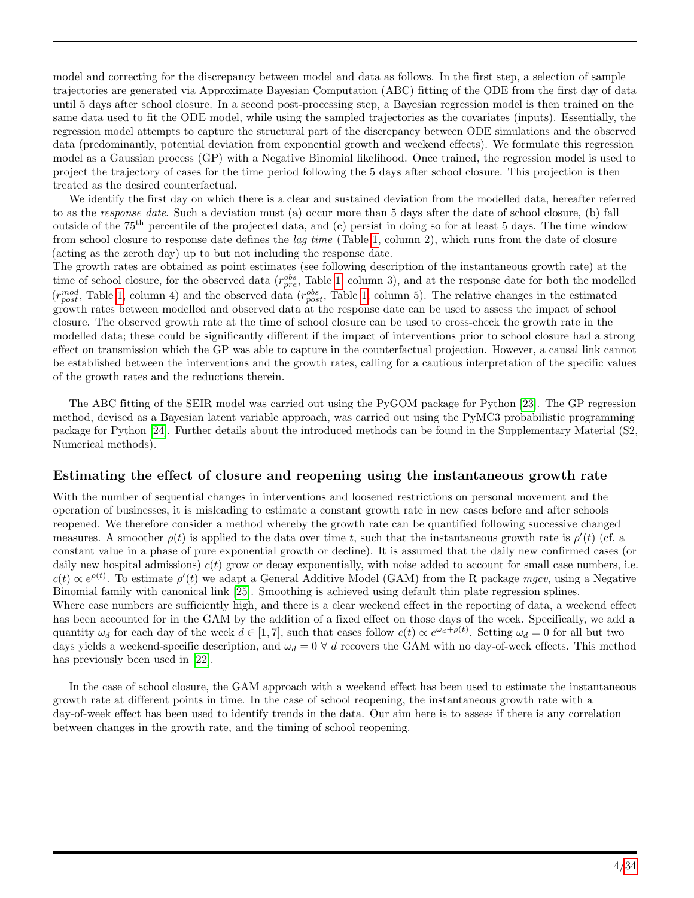model and correcting for the discrepancy between model and data as follows. In the first step, a selection of sample trajectories are generated via Approximate Bayesian Computation (ABC) fitting of the ODE from the first day of data until 5 days after school closure. In a second post-processing step, a Bayesian regression model is then trained on the same data used to fit the ODE model, while using the sampled trajectories as the covariates (inputs). Essentially, the regression model attempts to capture the structural part of the discrepancy between ODE simulations and the observed data (predominantly, potential deviation from exponential growth and weekend effects). We formulate this regression model as a Gaussian process (GP) with a Negative Binomial likelihood. Once trained, the regression model is used to project the trajectory of cases for the time period following the 5 days after school closure. This projection is then treated as the desired counterfactual.

We identify the first day on which there is a clear and sustained deviation from the modelled data, hereafter referred to as the *response date*. Such a deviation must (a) occur more than 5 days after the date of school closure, (b) fall outside of the 75$^{\text{th}}$ percentile of the projected data, and (c) persist in doing so for at least 5 days. The time window from school closure to response date defines the *lag time* (Table 1, column 2), which runs from the date of closure (acting as the zeroth day) up to but not including the response date.

The growth rates are obtained as point estimates (see following description of the instantaneous growth rate) at the time of school closure, for the observed data ($r^{obs}_{pre}$, Table 1, column 3), and at the response date for both the modelled ($r^{mod}_{post}$, Table 1, column 4) and the observed data ($r^{obs}_{post}$, Table 1, column 5). The relative changes in the estimated growth rates between modelled and observed data at the response date can be used to assess the impact of school closure. The observed growth rate at the time of school closure can be used to cross-check the growth rate in the modelled data; these could be significantly different if the impact of interventions prior to school closure had a strong effect on transmission which the GP was able to capture in the counterfactual projection. However, a causal link cannot be established between the interventions and the growth rates, calling for a cautious interpretation of the specific values of the growth rates and the reductions therein.

The ABC fitting of the SEIR model was carried out using the PyGOM package for Python [23]. The GP regression method, devised as a Bayesian latent variable approach, was carried out using the PyMC3 probabilistic programming package for Python [24]. Further details about the introduced methods can be found in the Supplementary Material (S2, Numerical methods).

## Estimating the effect of closure and reopening using the instantaneous growth rate

With the number of sequential changes in interventions and loosened restrictions on personal movement and the operation of businesses, it is misleading to estimate a constant growth rate in new cases before and after schools reopened. We therefore consider a method whereby the growth rate can be quantified following successive changed measures. A smoother $\rho(t)$ is applied to the data over time $t$, such that the instantaneous growth rate is $\rho'(t)$ (cf. a constant value in a phase of pure exponential growth or decline). It is assumed that the daily new confirmed cases (or daily new hospital admissions) $c(t)$ grow or decay exponentially, with noise added to account for small case numbers, i.e. $c(t) \propto e^{\rho(t)}$. To estimate $\rho'(t)$ we adapt a General Additive Model (GAM) from the R package *mgcv*, using a Negative Binomial family with canonical link [25]. Smoothing is achieved using default thin plate regression splines.

Where case numbers are sufficiently high, and there is a clear weekend effect in the reporting of data, a weekend effect has been accounted for in the GAM by the addition of a fixed effect on those days of the week. Specifically, we add a quantity $\omega_d$ for each day of the week $d \in [1, 7]$, such that cases follow $c(t) \propto e^{\omega_d + \rho(t)}$. Setting $\omega_d = 0$ for all but two days yields a weekend-specific description, and $\omega_d = 0 \; \forall \; d$ recovers the GAM with no day-of-week effects. This method has previously been used in [22].

In the case of school closure, the GAM approach with a weekend effect has been used to estimate the instantaneous growth rate at different points in time. In the case of school reopening, the instantaneous growth rate with a day-of-week effect has been used to identify trends in the data. Our aim here is to assess if there is any correlation between changes in the growth rate, and the timing of school reopening.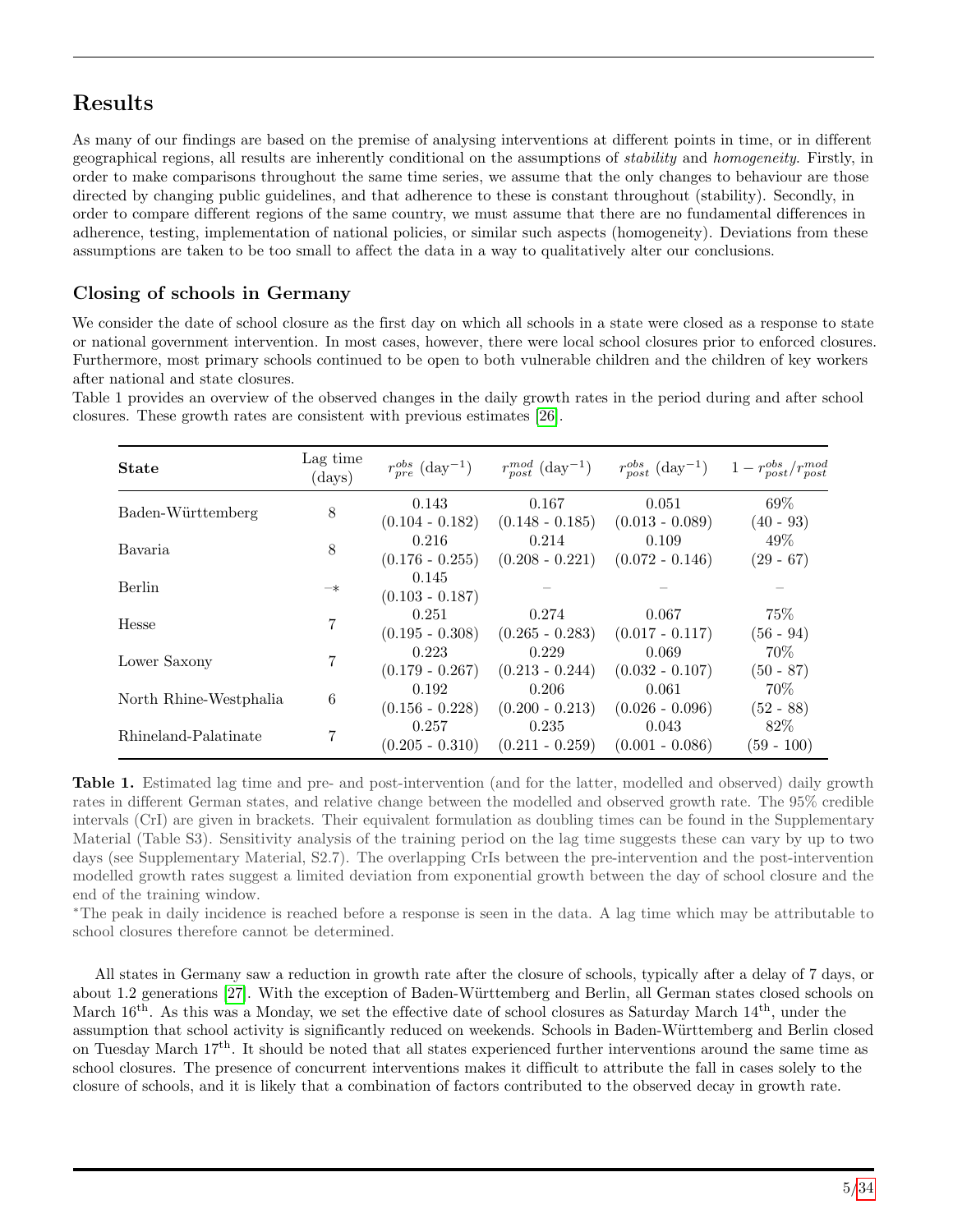## Results

As many of our findings are based on the premise of analysing interventions at different points in time, or in different geographical regions, all results are inherently conditional on the assumptions of *stability* and *homogeneity*. Firstly, in order to make comparisons throughout the same time series, we assume that the only changes to behaviour are those directed by changing public guidelines, and that adherence to these is constant throughout (stability). Secondly, in order to compare different regions of the same country, we must assume that there are no fundamental differences in adherence, testing, implementation of national policies, or similar such aspects (homogeneity). Deviations from these assumptions are taken to be too small to affect the data in a way to qualitatively alter our conclusions.

### Closing of schools in Germany

We consider the date of school closure as the first day on which all schools in a state were closed as a response to state or national government intervention. In most cases, however, there were local school closures prior to enforced closures. Furthermore, most primary schools continued to be open to both vulnerable children and the children of key workers after national and state closures.

Table 1 provides an overview of the observed changes in the daily growth rates in the period during and after school closures. These growth rates are consistent with previous estimates [26].

| State | Lag time (days) | $r_{pre}^{obs}$ (day$^{-1}$) | $r_{post}^{mod}$ (day$^{-1}$) | $r_{post}^{obs}$ (day$^{-1}$) | $1 - r_{post}^{obs}/r_{post}^{mod}$ |
|---|---|---|---|---|---|
| Baden-Württemberg | 8 | 0.143 (0.104 - 0.182) | 0.167 (0.148 - 0.185) | 0.051 (0.013 - 0.089) | 69% (40 - 93) |
| Bavaria | 8 | 0.216 (0.176 - 0.255) | 0.214 (0.208 - 0.221) | 0.109 (0.072 - 0.146) | 49% (29 - 67) |
| Berlin | –* | 0.145 (0.103 - 0.187) | – | – | – |
| Hesse | 7 | 0.251 (0.195 - 0.308) | 0.274 (0.265 - 0.283) | 0.067 (0.017 - 0.117) | 75% (56 - 94) |
| Lower Saxony | 7 | 0.223 (0.179 - 0.267) | 0.229 (0.213 - 0.244) | 0.069 (0.032 - 0.107) | 70% (50 - 87) |
| North Rhine-Westphalia | 6 | 0.192 (0.156 - 0.228) | 0.206 (0.200 - 0.213) | 0.061 (0.026 - 0.096) | 70% (52 - 88) |
| Rhineland-Palatinate | 7 | 0.257 (0.205 - 0.310) | 0.235 (0.211 - 0.259) | 0.043 (0.001 - 0.086) | 82% (59 - 100) |

**Table 1.** Estimated lag time and pre- and post-intervention (and for the latter, modelled and observed) daily growth rates in different German states, and relative change between the modelled and observed growth rate. The 95% credible intervals (CrI) are given in brackets. Their equivalent formulation as doubling times can be found in the Supplementary Material (Table S3). Sensitivity analysis of the training period on the lag time suggests these can vary by up to two days (see Supplementary Material, S2.7). The overlapping CrIs between the pre-intervention and the post-intervention modelled growth rates suggest a limited deviation from exponential growth between the day of school closure and the end of the training window.

*The peak in daily incidence is reached before a response is seen in the data. A lag time which may be attributable to school closures therefore cannot be determined.

All states in Germany saw a reduction in growth rate after the closure of schools, typically after a delay of 7 days, or about 1.2 generations [27]. With the exception of Baden-Württemberg and Berlin, all German states closed schools on March 16th. As this was a Monday, we set the effective date of school closures as Saturday March 14th, under the assumption that school activity is significantly reduced on weekends. Schools in Baden-Württemberg and Berlin closed on Tuesday March 17th. It should be noted that all states experienced further interventions around the same time as school closures. The presence of concurrent interventions makes it difficult to attribute the fall in cases solely to the closure of schools, and it is likely that a combination of factors contributed to the observed decay in growth rate.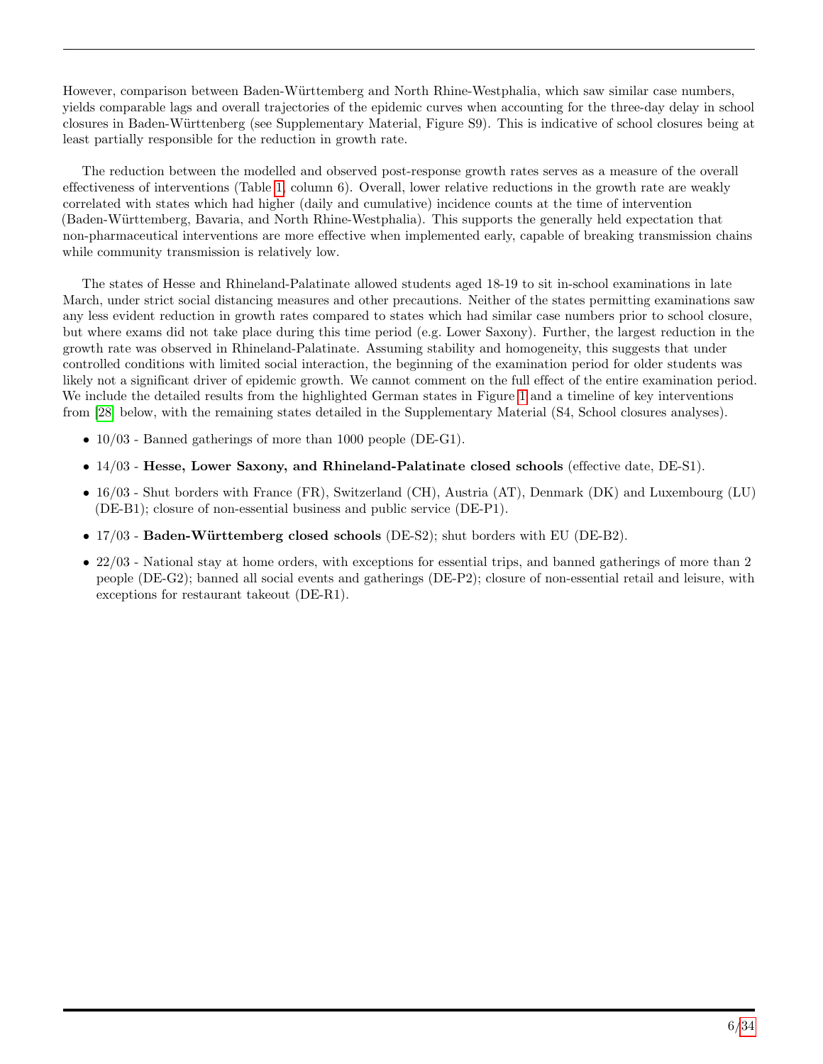However, comparison between Baden-Württemberg and North Rhine-Westphalia, which saw similar case numbers, yields comparable lags and overall trajectories of the epidemic curves when accounting for the three-day delay in school closures in Baden-Württenberg (see Supplementary Material, Figure S9). This is indicative of school closures being at least partially responsible for the reduction in growth rate.

The reduction between the modelled and observed post-response growth rates serves as a measure of the overall effectiveness of interventions (Table 1, column 6). Overall, lower relative reductions in the growth rate are weakly correlated with states which had higher (daily and cumulative) incidence counts at the time of intervention (Baden-Württemberg, Bavaria, and North Rhine-Westphalia). This supports the generally held expectation that non-pharmaceutical interventions are more effective when implemented early, capable of breaking transmission chains while community transmission is relatively low.

The states of Hesse and Rhineland-Palatinate allowed students aged 18-19 to sit in-school examinations in late March, under strict social distancing measures and other precautions. Neither of the states permitting examinations saw any less evident reduction in growth rates compared to states which had similar case numbers prior to school closure, but where exams did not take place during this time period (e.g. Lower Saxony). Further, the largest reduction in the growth rate was observed in Rhineland-Palatinate. Assuming stability and homogeneity, this suggests that under controlled conditions with limited social interaction, the beginning of the examination period for older students was likely not a significant driver of epidemic growth. We cannot comment on the full effect of the entire examination period. We include the detailed results from the highlighted German states in Figure 1 and a timeline of key interventions from [28] below, with the remaining states detailed in the Supplementary Material (S4, School closures analyses).

- 10/03 - Banned gatherings of more than 1000 people (DE-G1).
- 14/03 - **Hesse, Lower Saxony, and Rhineland-Palatinate closed schools** (effective date, DE-S1).
- 16/03 - Shut borders with France (FR), Switzerland (CH), Austria (AT), Denmark (DK) and Luxembourg (LU) (DE-B1); closure of non-essential business and public service (DE-P1).
- 17/03 - **Baden-Württemberg closed schools** (DE-S2); shut borders with EU (DE-B2).
- 22/03 - National stay at home orders, with exceptions for essential trips, and banned gatherings of more than 2 people (DE-G2); banned all social events and gatherings (DE-P2); closure of non-essential retail and leisure, with exceptions for restaurant takeout (DE-R1).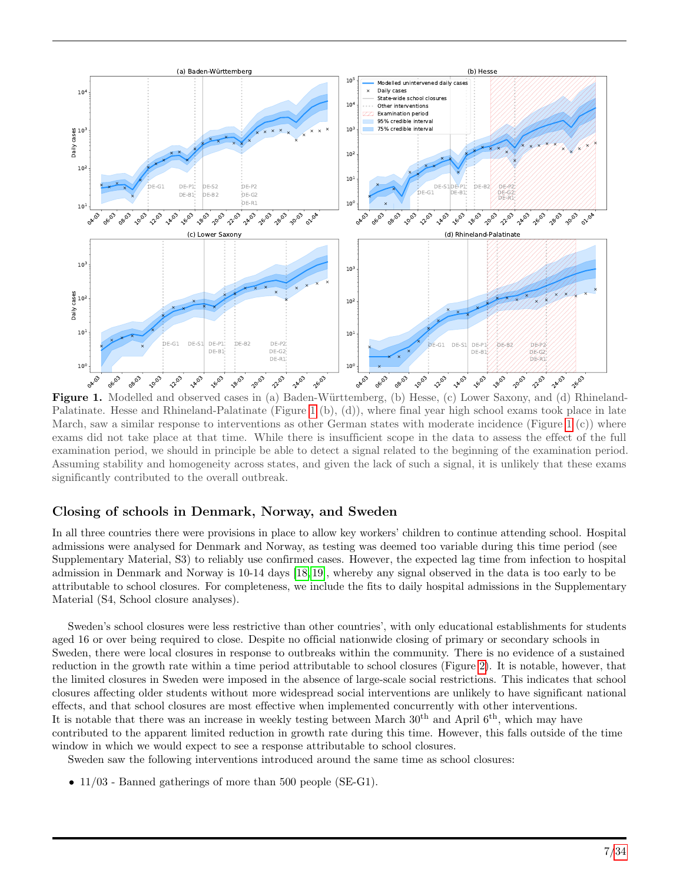**Figure 1.** Modelled and observed cases in (a) Baden-Württemberg, (b) Hesse, (c) Lower Saxony, and (d) Rhineland-Palatinate. Hesse and Rhineland-Palatinate (Figure 1 (b), (d)), where final year high school exams took place in late March, saw a similar response to interventions as other German states with moderate incidence (Figure 1 (c)) where exams did not take place at that time. While there is insufficient scope in the data to assess the effect of the full examination period, we should in principle be able to detect a signal related to the beginning of the examination period. Assuming stability and homogeneity across states, and given the lack of such a signal, it is unlikely that these exams significantly contributed to the overall outbreak.

## Closing of schools in Denmark, Norway, and Sweden

In all three countries there were provisions in place to allow key workers' children to continue attending school. Hospital admissions were analysed for Denmark and Norway, as testing was deemed too variable during this time period (see Supplementary Material, S3) to reliably use confirmed cases. However, the expected lag time from infection to hospital admission in Denmark and Norway is 10-14 days [18,19], whereby any signal observed in the data is too early to be attributable to school closures. For completeness, we include the fits to daily hospital admissions in the Supplementary Material (S4, School closure analyses).

Sweden's school closures were less restrictive than other countries', with only educational establishments for students aged 16 or over being required to close. Despite no official nationwide closing of primary or secondary schools in Sweden, there were local closures in response to outbreaks within the community. There is no evidence of a sustained reduction in the growth rate within a time period attributable to school closures (Figure 2). It is notable, however, that the limited closures in Sweden were imposed in the absence of large-scale social restrictions. This indicates that school closures affecting older students without more widespread social interventions are unlikely to have significant national effects, and that school closures are most effective when implemented concurrently with other interventions.
It is notable that there was an increase in weekly testing between March 30$^{th}$ and April 6$^{th}$, which may have contributed to the apparent limited reduction in growth rate during this time. However, this falls outside of the time window in which we would expect to see a response attributable to school closures.

Sweden saw the following interventions introduced around the same time as school closures:

- 11/03 - Banned gatherings of more than 500 people (SE-G1).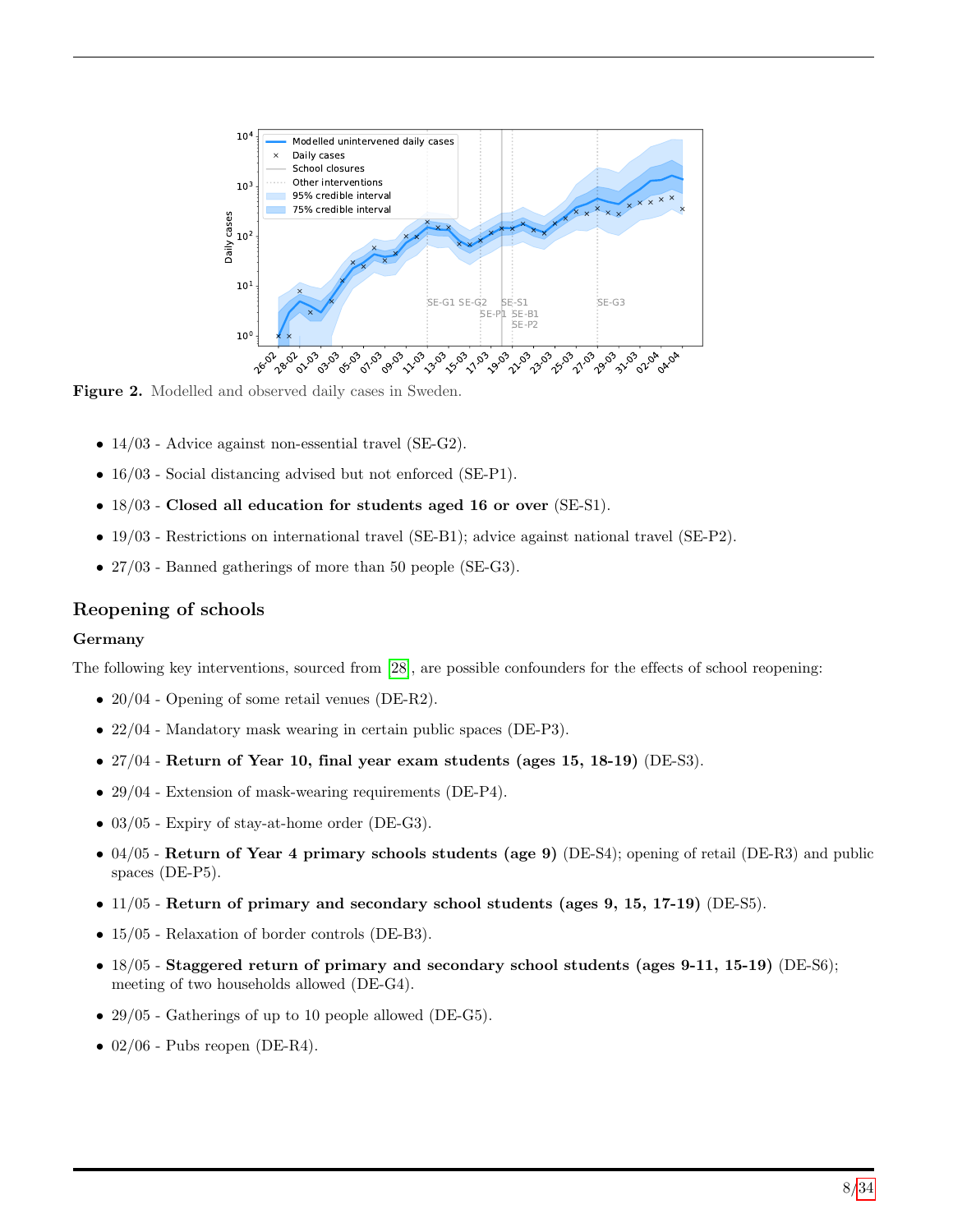**Figure 2.** Modelled and observed daily cases in Sweden.

- 14/03 - Advice against non-essential travel (SE-G2).
- 16/03 - Social distancing advised but not enforced (SE-P1).
- 18/03 - **Closed all education for students aged 16 or over** (SE-S1).
- 19/03 - Restrictions on international travel (SE-B1); advice against national travel (SE-P2).
- 27/03 - Banned gatherings of more than 50 people (SE-G3).

## Reopening of schools

### Germany

The following key interventions, sourced from [28], are possible confounders for the effects of school reopening:

- 20/04 - Opening of some retail venues (DE-R2).
- 22/04 - Mandatory mask wearing in certain public spaces (DE-P3).
- 27/04 - **Return of Year 10, final year exam students (ages 15, 18-19)** (DE-S3).
- 29/04 - Extension of mask-wearing requirements (DE-P4).
- 03/05 - Expiry of stay-at-home order (DE-G3).
- 04/05 - **Return of Year 4 primary schools students (age 9)** (DE-S4); opening of retail (DE-R3) and public spaces (DE-P5).
- 11/05 - **Return of primary and secondary school students (ages 9, 15, 17-19)** (DE-S5).
- 15/05 - Relaxation of border controls (DE-B3).
- 18/05 - **Staggered return of primary and secondary school students (ages 9-11, 15-19)** (DE-S6); meeting of two households allowed (DE-G4).
- 29/05 - Gatherings of up to 10 people allowed (DE-G5).
- 02/06 - Pubs reopen (DE-R4).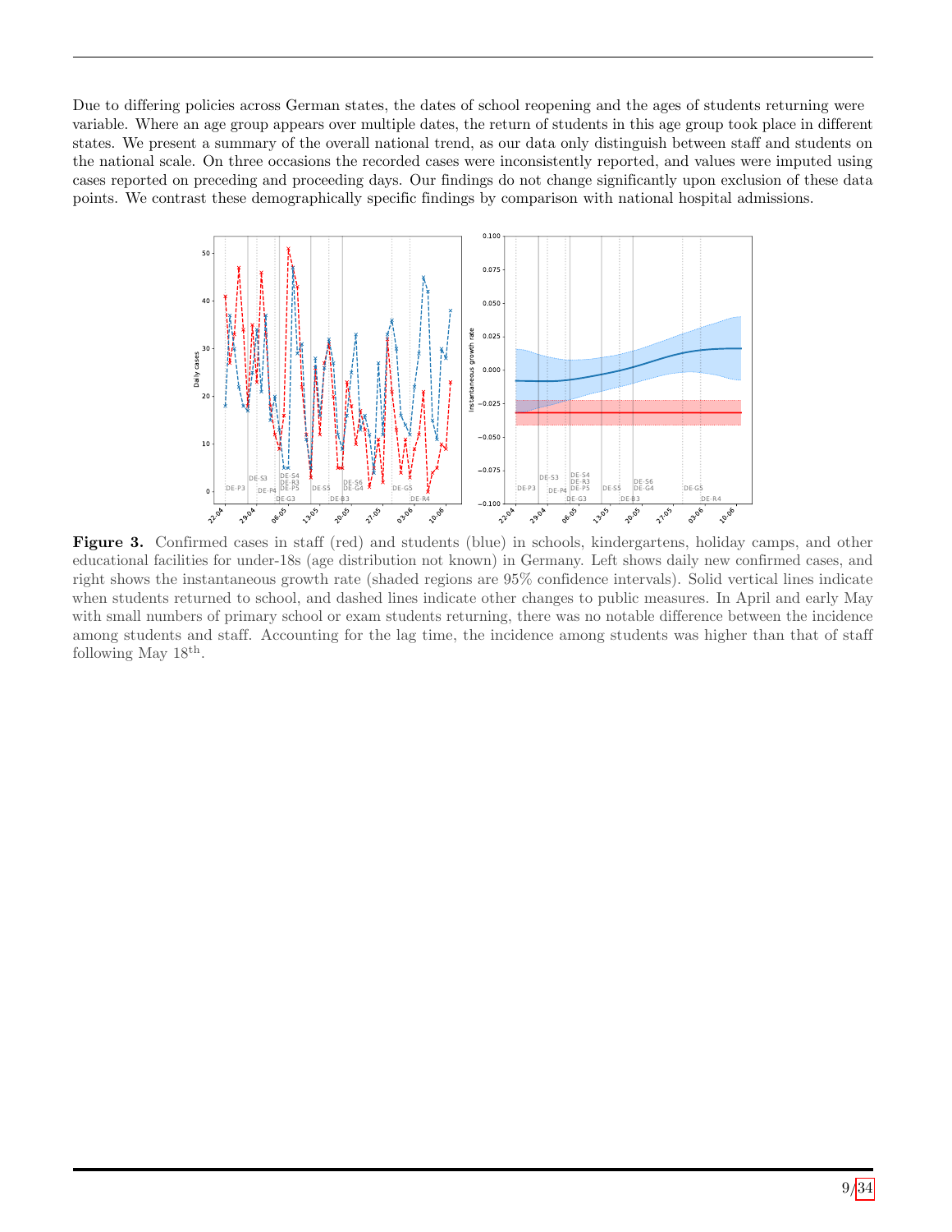Due to differing policies across German states, the dates of school reopening and the ages of students returning were variable. Where an age group appears over multiple dates, the return of students in this age group took place in different states. We present a summary of the overall national trend, as our data only distinguish between staff and students on the national scale. On three occasions the recorded cases were inconsistently reported, and values were imputed using cases reported on preceding and proceeding days. Our findings do not change significantly upon exclusion of these data points. We contrast these demographically specific findings by comparison with national hospital admissions.

**Figure 3.** Confirmed cases in staff (red) and students (blue) in schools, kindergartens, holiday camps, and other educational facilities for under-18s (age distribution not known) in Germany. Left shows daily new confirmed cases, and right shows the instantaneous growth rate (shaded regions are 95% confidence intervals). Solid vertical lines indicate when students returned to school, and dashed lines indicate other changes to public measures. In April and early May with small numbers of primary school or exam students returning, there was no notable difference between the incidence among students and staff. Accounting for the lag time, the incidence among students was higher than that of staff following May 18th.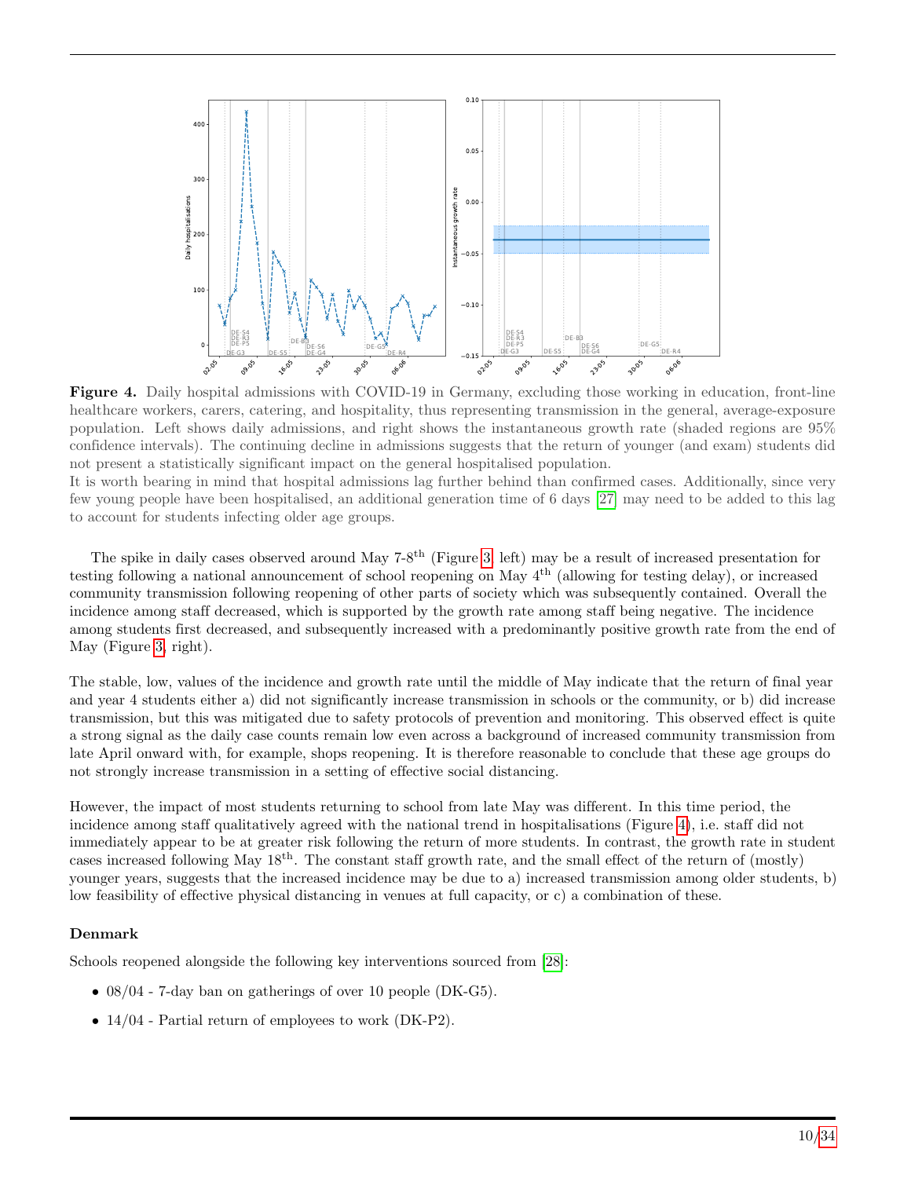**Figure 4.** Daily hospital admissions with COVID-19 in Germany, excluding those working in education, front-line healthcare workers, carers, catering, and hospitality, thus representing transmission in the general, average-exposure population. Left shows daily admissions, and right shows the instantaneous growth rate (shaded regions are 95% confidence intervals). The continuing decline in admissions suggests that the return of younger (and exam) students did not present a statistically significant impact on the general hospitalised population.
It is worth bearing in mind that hospital admissions lag further behind than confirmed cases. Additionally, since very few young people have been hospitalised, an additional generation time of 6 days [27] may need to be added to this lag to account for students infecting older age groups.

The spike in daily cases observed around May 7-8th (Figure 3, left) may be a result of increased presentation for testing following a national announcement of school reopening on May 4th (allowing for testing delay), or increased community transmission following reopening of other parts of society which was subsequently contained. Overall the incidence among staff decreased, which is supported by the growth rate among staff being negative. The incidence among students first decreased, and subsequently increased with a predominantly positive growth rate from the end of May (Figure 3, right).

The stable, low, values of the incidence and growth rate until the middle of May indicate that the return of final year and year 4 students either a) did not significantly increase transmission in schools or the community, or b) did increase transmission, but this was mitigated due to safety protocols of prevention and monitoring. This observed effect is quite a strong signal as the daily case counts remain low even across a background of increased community transmission from late April onward with, for example, shops reopening. It is therefore reasonable to conclude that these age groups do not strongly increase transmission in a setting of effective social distancing.

However, the impact of most students returning to school from late May was different. In this time period, the incidence among staff qualitatively agreed with the national trend in hospitalisations (Figure 4), i.e. staff did not immediately appear to be at greater risk following the return of more students. In contrast, the growth rate in student cases increased following May 18th. The constant staff growth rate, and the small effect of the return of (mostly) younger years, suggests that the increased incidence may be due to a) increased transmission among older students, b) low feasibility of effective physical distancing in venues at full capacity, or c) a combination of these.

### Denmark

Schools reopened alongside the following key interventions sourced from [28]:

- 08/04 - 7-day ban on gatherings of over 10 people (DK-G5).
- 14/04 - Partial return of employees to work (DK-P2).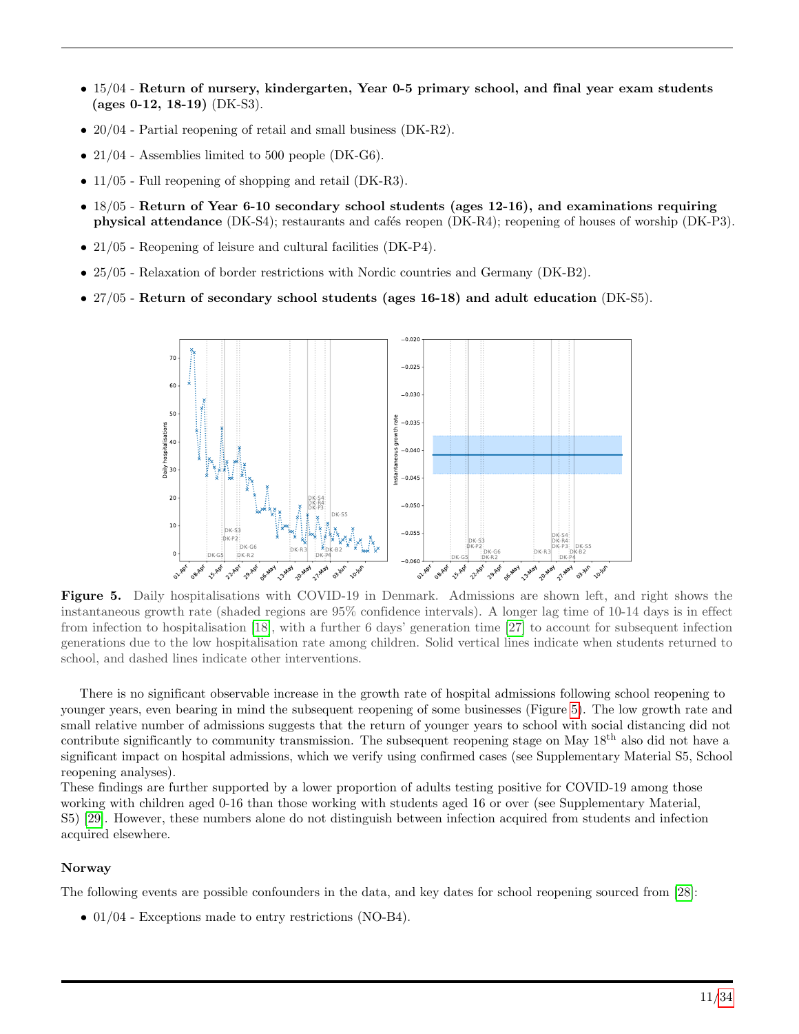- 15/04 - **Return of nursery, kindergarten, Year 0-5 primary school, and final year exam students (ages 0-12, 18-19)** (DK-S3).
- 20/04 - Partial reopening of retail and small business (DK-R2).
- 21/04 - Assemblies limited to 500 people (DK-G6).
- 11/05 - Full reopening of shopping and retail (DK-R3).
- 18/05 - **Return of Year 6-10 secondary school students (ages 12-16), and examinations requiring physical attendance** (DK-S4); restaurants and cafés reopen (DK-R4); reopening of houses of worship (DK-P3).
- 21/05 - Reopening of leisure and cultural facilities (DK-P4).
- 25/05 - Relaxation of border restrictions with Nordic countries and Germany (DK-B2).
- 27/05 - **Return of secondary school students (ages 16-18) and adult education** (DK-S5).

**Figure 5.** Daily hospitalisations with COVID-19 in Denmark. Admissions are shown left, and right shows the instantaneous growth rate (shaded regions are 95% confidence intervals). A longer lag time of 10-14 days is in effect from infection to hospitalisation [18], with a further 6 days' generation time [27] to account for subsequent infection generations due to the low hospitalisation rate among children. Solid vertical lines indicate when students returned to school, and dashed lines indicate other interventions.

There is no significant observable increase in the growth rate of hospital admissions following school reopening to younger years, even bearing in mind the subsequent reopening of some businesses (Figure 5). The low growth rate and small relative number of admissions suggests that the return of younger years to school with social distancing did not contribute significantly to community transmission. The subsequent reopening stage on May 18th also did not have a significant impact on hospital admissions, which we verify using confirmed cases (see Supplementary Material S5, School reopening analyses).

These findings are further supported by a lower proportion of adults testing positive for COVID-19 among those working with children aged 0-16 than those working with students aged 16 or over (see Supplementary Material, S5) [29]. However, these numbers alone do not distinguish between infection acquired from students and infection acquired elsewhere.

### Norway

The following events are possible confounders in the data, and key dates for school reopening sourced from [28]:

- 01/04 - Exceptions made to entry restrictions (NO-B4).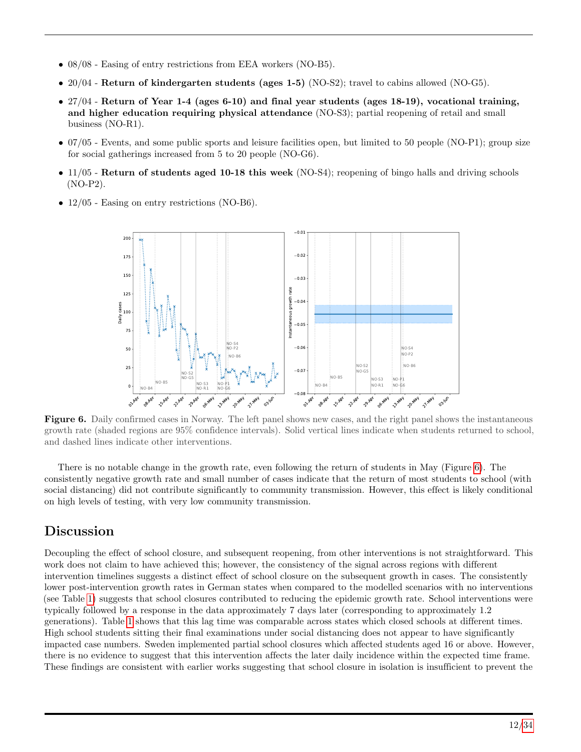- 08/08 - Easing of entry restrictions from EEA workers (NO-B5).
- 20/04 - **Return of kindergarten students (ages 1-5)** (NO-S2); travel to cabins allowed (NO-G5).
- 27/04 - **Return of Year 1-4 (ages 6-10) and final year students (ages 18-19), vocational training, and higher education requiring physical attendance** (NO-S3); partial reopening of retail and small business (NO-R1).
- 07/05 - Events, and some public sports and leisure facilities open, but limited to 50 people (NO-P1); group size for social gatherings increased from 5 to 20 people (NO-G6).
- 11/05 - **Return of students aged 10-18 this week** (NO-S4); reopening of bingo halls and driving schools (NO-P2).
- 12/05 - Easing on entry restrictions (NO-B6).

**Figure 6.** Daily confirmed cases in Norway. The left panel shows new cases, and the right panel shows the instantaneous growth rate (shaded regions are 95% confidence intervals). Solid vertical lines indicate when students returned to school, and dashed lines indicate other interventions.

There is no notable change in the growth rate, even following the return of students in May (Figure 6). The consistently negative growth rate and small number of cases indicate that the return of most students to school (with social distancing) did not contribute significantly to community transmission. However, this effect is likely conditional on high levels of testing, with very low community transmission.

## Discussion

Decoupling the effect of school closure, and subsequent reopening, from other interventions is not straightforward. This work does not claim to have achieved this; however, the consistency of the signal across regions with different intervention timelines suggests a distinct effect of school closure on the subsequent growth in cases. The consistently lower post-intervention growth rates in German states when compared to the modelled scenarios with no interventions (see Table 1) suggests that school closures contributed to reducing the epidemic growth rate. School interventions were typically followed by a response in the data approximately 7 days later (corresponding to approximately 1.2 generations). Table 1 shows that this lag time was comparable across states which closed schools at different times. High school students sitting their final examinations under social distancing does not appear to have significantly impacted case numbers. Sweden implemented partial school closures which affected students aged 16 or above. However, there is no evidence to suggest that this intervention affects the later daily incidence within the expected time frame. These findings are consistent with earlier works suggesting that school closure in isolation is insufficient to prevent the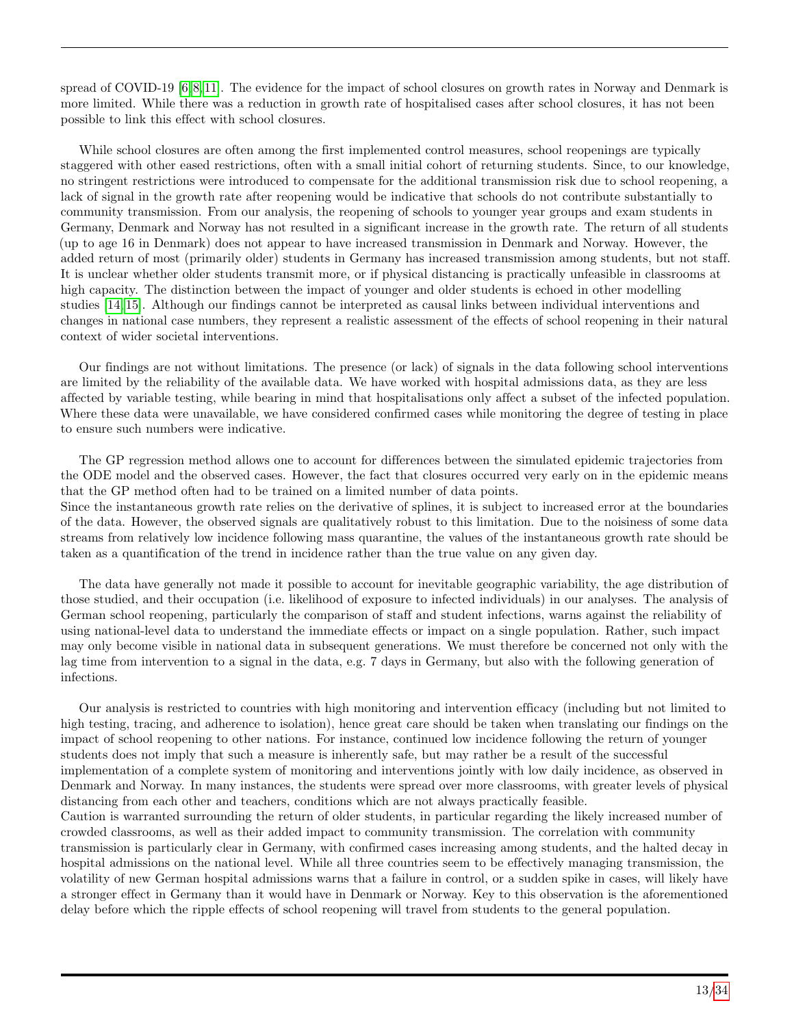spread of COVID-19 [6,8,11]. The evidence for the impact of school closures on growth rates in Norway and Denmark is more limited. While there was a reduction in growth rate of hospitalised cases after school closures, it has not been possible to link this effect with school closures.

While school closures are often among the first implemented control measures, school reopenings are typically staggered with other eased restrictions, often with a small initial cohort of returning students. Since, to our knowledge, no stringent restrictions were introduced to compensate for the additional transmission risk due to school reopening, a lack of signal in the growth rate after reopening would be indicative that schools do not contribute substantially to community transmission. From our analysis, the reopening of schools to younger year groups and exam students in Germany, Denmark and Norway has not resulted in a significant increase in the growth rate. The return of all students (up to age 16 in Denmark) does not appear to have increased transmission in Denmark and Norway. However, the added return of most (primarily older) students in Germany has increased transmission among students, but not staff. It is unclear whether older students transmit more, or if physical distancing is practically unfeasible in classrooms at high capacity. The distinction between the impact of younger and older students is echoed in other modelling studies [14,15]. Although our findings cannot be interpreted as causal links between individual interventions and changes in national case numbers, they represent a realistic assessment of the effects of school reopening in their natural context of wider societal interventions.

Our findings are not without limitations. The presence (or lack) of signals in the data following school interventions are limited by the reliability of the available data. We have worked with hospital admissions data, as they are less affected by variable testing, while bearing in mind that hospitalisations only affect a subset of the infected population. Where these data were unavailable, we have considered confirmed cases while monitoring the degree of testing in place to ensure such numbers were indicative.

The GP regression method allows one to account for differences between the simulated epidemic trajectories from the ODE model and the observed cases. However, the fact that closures occurred very early on in the epidemic means that the GP method often had to be trained on a limited number of data points.
Since the instantaneous growth rate relies on the derivative of splines, it is subject to increased error at the boundaries of the data. However, the observed signals are qualitatively robust to this limitation. Due to the noisiness of some data streams from relatively low incidence following mass quarantine, the values of the instantaneous growth rate should be taken as a quantification of the trend in incidence rather than the true value on any given day.

The data have generally not made it possible to account for inevitable geographic variability, the age distribution of those studied, and their occupation (i.e. likelihood of exposure to infected individuals) in our analyses. The analysis of German school reopening, particularly the comparison of staff and student infections, warns against the reliability of using national-level data to understand the immediate effects or impact on a single population. Rather, such impact may only become visible in national data in subsequent generations. We must therefore be concerned not only with the lag time from intervention to a signal in the data, e.g. 7 days in Germany, but also with the following generation of infections.

Our analysis is restricted to countries with high monitoring and intervention efficacy (including but not limited to high testing, tracing, and adherence to isolation), hence great care should be taken when translating our findings on the impact of school reopening to other nations. For instance, continued low incidence following the return of younger students does not imply that such a measure is inherently safe, but may rather be a result of the successful implementation of a complete system of monitoring and interventions jointly with low daily incidence, as observed in Denmark and Norway. In many instances, the students were spread over more classrooms, with greater levels of physical distancing from each other and teachers, conditions which are not always practically feasible.
Caution is warranted surrounding the return of older students, in particular regarding the likely increased number of crowded classrooms, as well as their added impact to community transmission. The correlation with community transmission is particularly clear in Germany, with confirmed cases increasing among students, and the halted decay in hospital admissions on the national level. While all three countries seem to be effectively managing transmission, the volatility of new German hospital admissions warns that a failure in control, or a sudden spike in cases, will likely have a stronger effect in Germany than it would have in Denmark or Norway. Key to this observation is the aforementioned delay before which the ripple effects of school reopening will travel from students to the general population.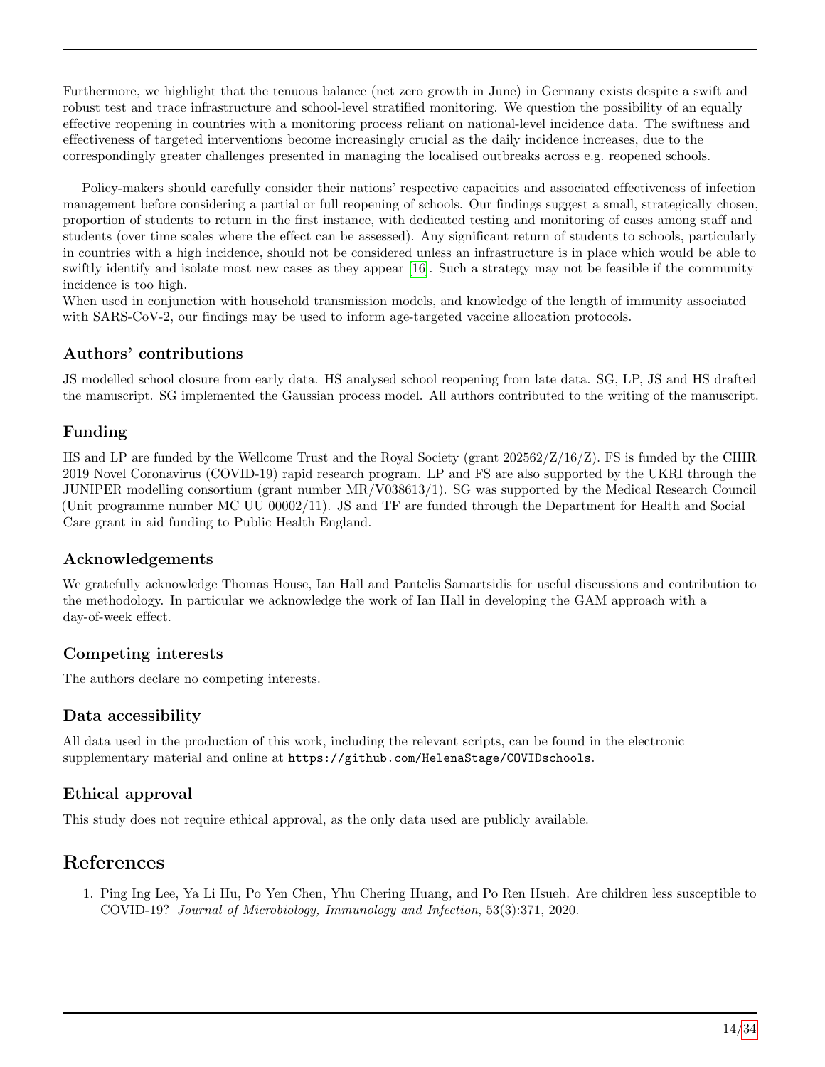Furthermore, we highlight that the tenuous balance (net zero growth in June) in Germany exists despite a swift and robust test and trace infrastructure and school-level stratified monitoring. We question the possibility of an equally effective reopening in countries with a monitoring process reliant on national-level incidence data. The swiftness and effectiveness of targeted interventions become increasingly crucial as the daily incidence increases, due to the correspondingly greater challenges presented in managing the localised outbreaks across e.g. reopened schools.

Policy-makers should carefully consider their nations' respective capacities and associated effectiveness of infection management before considering a partial or full reopening of schools. Our findings suggest a small, strategically chosen, proportion of students to return in the first instance, with dedicated testing and monitoring of cases among staff and students (over time scales where the effect can be assessed). Any significant return of students to schools, particularly in countries with a high incidence, should not be considered unless an infrastructure is in place which would be able to swiftly identify and isolate most new cases as they appear [16]. Such a strategy may not be feasible if the community incidence is too high.
When used in conjunction with household transmission models, and knowledge of the length of immunity associated with SARS-CoV-2, our findings may be used to inform age-targeted vaccine allocation protocols.

## Authors' contributions

JS modelled school closure from early data. HS analysed school reopening from late data. SG, LP, JS and HS drafted the manuscript. SG implemented the Gaussian process model. All authors contributed to the writing of the manuscript.

## Funding

HS and LP are funded by the Wellcome Trust and the Royal Society (grant 202562/Z/16/Z). FS is funded by the CIHR 2019 Novel Coronavirus (COVID-19) rapid research program. LP and FS are also supported by the UKRI through the JUNIPER modelling consortium (grant number MR/V038613/1). SG was supported by the Medical Research Council (Unit programme number MC UU 00002/11). JS and TF are funded through the Department for Health and Social Care grant in aid funding to Public Health England.

## Acknowledgements

We gratefully acknowledge Thomas House, Ian Hall and Pantelis Samartsidis for useful discussions and contribution to the methodology. In particular we acknowledge the work of Ian Hall in developing the GAM approach with a day-of-week effect.

## Competing interests

The authors declare no competing interests.

## Data accessibility

All data used in the production of this work, including the relevant scripts, can be found in the electronic supplementary material and online at `https://github.com/HelenaStage/COVIDschools`.

## Ethical approval

This study does not require ethical approval, as the only data used are publicly available.

# References

1. Ping Ing Lee, Ya Li Hu, Po Yen Chen, Yhu Chering Huang, and Po Ren Hsueh. Are children less susceptible to COVID-19? *Journal of Microbiology, Immunology and Infection*, 53(3):371, 2020.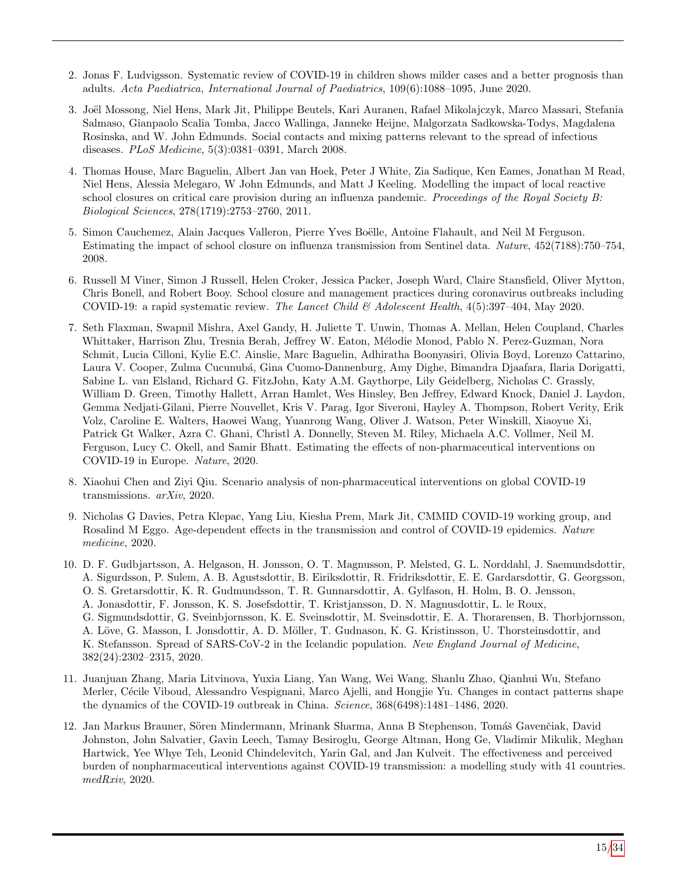2. Jonas F. Ludvigsson. Systematic review of COVID-19 in children shows milder cases and a better prognosis than adults. *Acta Paediatrica, International Journal of Paediatrics*, 109(6):1088–1095, June 2020.

3. Joël Mossong, Niel Hens, Mark Jit, Philippe Beutels, Kari Auranen, Rafael Mikolajczyk, Marco Massari, Stefania Salmaso, Gianpaolo Scalia Tomba, Jacco Wallinga, Janneke Heijne, Malgorzata Sadkowska-Todys, Magdalena Rosinska, and W. John Edmunds. Social contacts and mixing patterns relevant to the spread of infectious diseases. *PLoS Medicine*, 5(3):0381–0391, March 2008.

4. Thomas House, Marc Baguelin, Albert Jan van Hoek, Peter J White, Zia Sadique, Ken Eames, Jonathan M Read, Niel Hens, Alessia Melegaro, W John Edmunds, and Matt J Keeling. Modelling the impact of local reactive school closures on critical care provision during an influenza pandemic. *Proceedings of the Royal Society B: Biological Sciences*, 278(1719):2753–2760, 2011.

5. Simon Cauchemez, Alain Jacques Valleron, Pierre Yves Boëlle, Antoine Flahault, and Neil M Ferguson. Estimating the impact of school closure on influenza transmission from Sentinel data. *Nature*, 452(7188):750–754, 2008.

6. Russell M Viner, Simon J Russell, Helen Croker, Jessica Packer, Joseph Ward, Claire Stansfield, Oliver Mytton, Chris Bonell, and Robert Booy. School closure and management practices during coronavirus outbreaks including COVID-19: a rapid systematic review. *The Lancet Child & Adolescent Health*, 4(5):397–404, May 2020.

7. Seth Flaxman, Swapnil Mishra, Axel Gandy, H. Juliette T. Unwin, Thomas A. Mellan, Helen Coupland, Charles Whittaker, Harrison Zhu, Tresnia Berah, Jeffrey W. Eaton, Mélodie Monod, Pablo N. Perez-Guzman, Nora Schmit, Lucia Cilloni, Kylie E.C. Ainslie, Marc Baguelin, Adhiratha Boonyasiri, Olivia Boyd, Lorenzo Cattarino, Laura V. Cooper, Zulma Cucunubá, Gina Cuomo-Dannenburg, Amy Dighe, Bimandra Djaafara, Ilaria Dorigatti, Sabine L. van Elsland, Richard G. FitzJohn, Katy A.M. Gaythorpe, Lily Geidelberg, Nicholas C. Grassly, William D. Green, Timothy Hallett, Arran Hamlet, Wes Hinsley, Ben Jeffrey, Edward Knock, Daniel J. Laydon, Gemma Nedjati-Gilani, Pierre Nouvellet, Kris V. Parag, Igor Siveroni, Hayley A. Thompson, Robert Verity, Erik Volz, Caroline E. Walters, Haowei Wang, Yuanrong Wang, Oliver J. Watson, Peter Winskill, Xiaoyue Xi, Patrick Gt Walker, Azra C. Ghani, Christl A. Donnelly, Steven M. Riley, Michaela A.C. Vollmer, Neil M. Ferguson, Lucy C. Okell, and Samir Bhatt. Estimating the effects of non-pharmaceutical interventions on COVID-19 in Europe. *Nature*, 2020.

8. Xiaohui Chen and Ziyi Qiu. Scenario analysis of non-pharmaceutical interventions on global COVID-19 transmissions. *arXiv*, 2020.

9. Nicholas G Davies, Petra Klepac, Yang Liu, Kiesha Prem, Mark Jit, CMMID COVID-19 working group, and Rosalind M Eggo. Age-dependent effects in the transmission and control of COVID-19 epidemics. *Nature medicine*, 2020.

10. D. F. Gudbjartsson, A. Helgason, H. Jonsson, O. T. Magnusson, P. Melsted, G. L. Norddahl, J. Saemundsdottir, A. Sigurdsson, P. Sulem, A. B. Agustsdottir, B. Eiriksdottir, R. Fridriksdottir, E. E. Gardarsdottir, G. Georgsson, O. S. Gretarsdottir, K. R. Gudmundsson, T. R. Gunnarsdottir, A. Gylfason, H. Holm, B. O. Jensson, A. Jonasdottir, F. Jonsson, K. S. Josefsdottir, T. Kristjansson, D. N. Magnusdottir, L. le Roux, G. Sigmundsdottir, G. Sveinbjornsson, K. E. Sveinsdottir, M. Sveinsdottir, E. A. Thorarensen, B. Thorbjornsson, A. Löve, G. Masson, I. Jonsdottir, A. D. Möller, T. Gudnason, K. G. Kristinsson, U. Thorsteinsdottir, and K. Stefansson. Spread of SARS-CoV-2 in the Icelandic population. *New England Journal of Medicine*, 382(24):2302–2315, 2020.

11. Juanjuan Zhang, Maria Litvinova, Yuxia Liang, Yan Wang, Wei Wang, Shanlu Zhao, Qianhui Wu, Stefano Merler, Cécile Viboud, Alessandro Vespignani, Marco Ajelli, and Hongjie Yu. Changes in contact patterns shape the dynamics of the COVID-19 outbreak in China. *Science*, 368(6498):1481–1486, 2020.

12. Jan Markus Brauner, Sören Mindermann, Mrinank Sharma, Anna B Stephenson, Tomáš Gavenčiak, David Johnston, John Salvatier, Gavin Leech, Tamay Besiroglu, George Altman, Hong Ge, Vladimir Mikulik, Meghan Hartwick, Yee Whye Teh, Leonid Chindelevitch, Yarin Gal, and Jan Kulveit. The effectiveness and perceived burden of nonpharmaceutical interventions against COVID-19 transmission: a modelling study with 41 countries. *medRxiv*, 2020.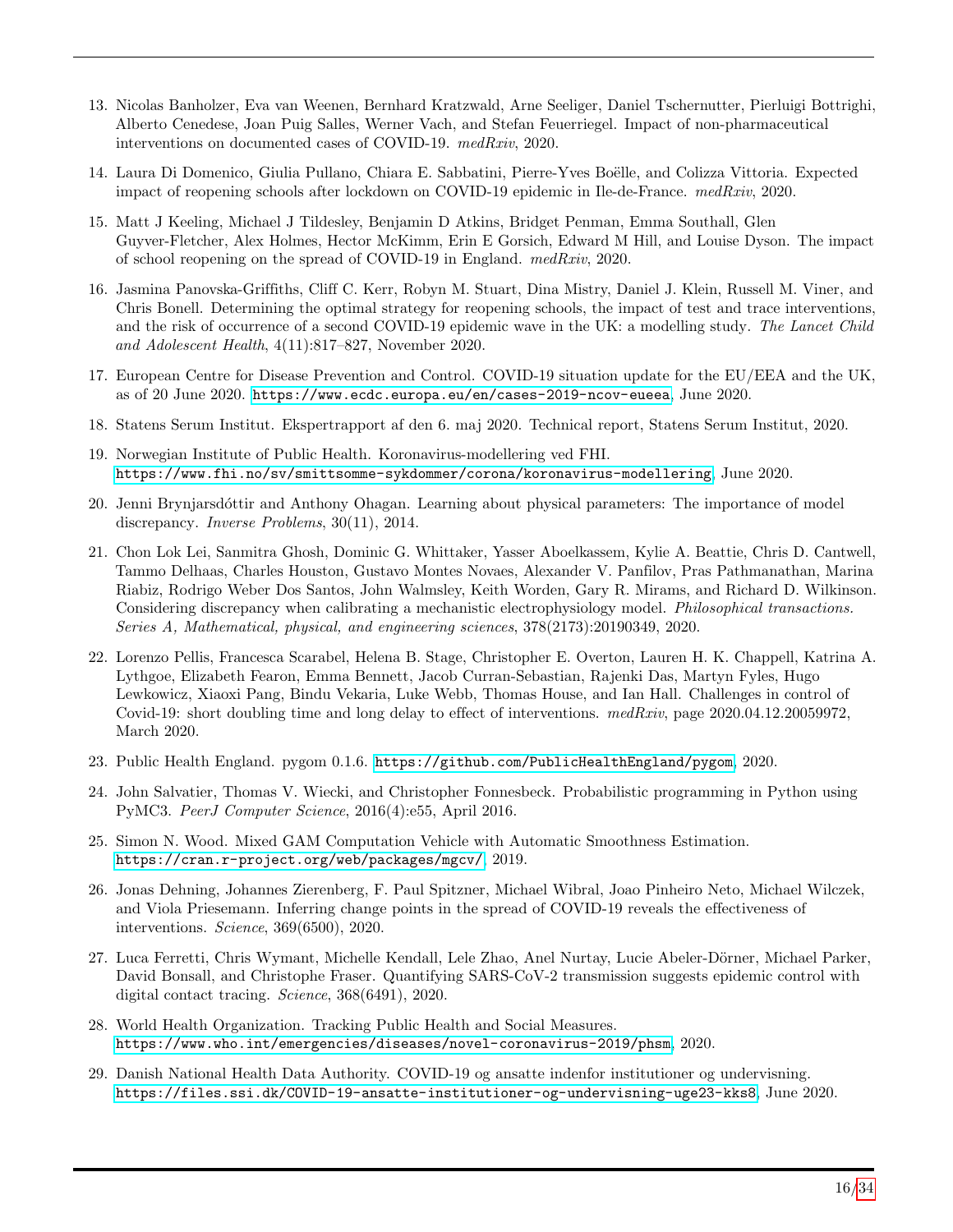13. Nicolas Banholzer, Eva van Weenen, Bernhard Kratzwald, Arne Seeliger, Daniel Tschernutter, Pierluigi Bottrighi, Alberto Cenedese, Joan Puig Salles, Werner Vach, and Stefan Feuerriegel. Impact of non-pharmaceutical interventions on documented cases of COVID-19. *medRxiv*, 2020.
14. Laura Di Domenico, Giulia Pullano, Chiara E. Sabbatini, Pierre-Yves Boëlle, and Colizza Vittoria. Expected impact of reopening schools after lockdown on COVID-19 epidemic in Ile-de-France. *medRxiv*, 2020.
15. Matt J Keeling, Michael J Tildesley, Benjamin D Atkins, Bridget Penman, Emma Southall, Glen Guyver-Fletcher, Alex Holmes, Hector McKimm, Erin E Gorsich, Edward M Hill, and Louise Dyson. The impact of school reopening on the spread of COVID-19 in England. *medRxiv*, 2020.
16. Jasmina Panovska-Griffiths, Cliff C. Kerr, Robyn M. Stuart, Dina Mistry, Daniel J. Klein, Russell M. Viner, and Chris Bonell. Determining the optimal strategy for reopening schools, the impact of test and trace interventions, and the risk of occurrence of a second COVID-19 epidemic wave in the UK: a modelling study. *The Lancet Child and Adolescent Health*, 4(11):817–827, November 2020.
17. European Centre for Disease Prevention and Control. COVID-19 situation update for the EU/EEA and the UK, as of 20 June 2020. https://www.ecdc.europa.eu/en/cases-2019-ncov-eueea, June 2020.
18. Statens Serum Institut. Ekspertrapport af den 6. maj 2020. Technical report, Statens Serum Institut, 2020.
19. Norwegian Institute of Public Health. Koronavirus-modellering ved FHI. https://www.fhi.no/sv/smittsomme-sykdommer/corona/koronavirus-modellering, June 2020.
20. Jenni Brynjarsdóttir and Anthony Ohagan. Learning about physical parameters: The importance of model discrepancy. *Inverse Problems*, 30(11), 2014.
21. Chon Lok Lei, Sanmitra Ghosh, Dominic G. Whittaker, Yasser Aboelkassem, Kylie A. Beattie, Chris D. Cantwell, Tammo Delhaas, Charles Houston, Gustavo Montes Novaes, Alexander V. Panfilov, Pras Pathmanathan, Marina Riabiz, Rodrigo Weber Dos Santos, John Walmsley, Keith Worden, Gary R. Mirams, and Richard D. Wilkinson. Considering discrepancy when calibrating a mechanistic electrophysiology model. *Philosophical transactions. Series A, Mathematical, physical, and engineering sciences*, 378(2173):20190349, 2020.
22. Lorenzo Pellis, Francesca Scarabel, Helena B. Stage, Christopher E. Overton, Lauren H. K. Chappell, Katrina A. Lythgoe, Elizabeth Fearon, Emma Bennett, Jacob Curran-Sebastian, Rajenki Das, Martyn Fyles, Hugo Lewkowicz, Xiaoxi Pang, Bindu Vekaria, Luke Webb, Thomas House, and Ian Hall. Challenges in control of Covid-19: short doubling time and long delay to effect of interventions. *medRxiv*, page 2020.04.12.20059972, March 2020.
23. Public Health England. pygom 0.1.6. https://github.com/PublicHealthEngland/pygom, 2020.
24. John Salvatier, Thomas V. Wiecki, and Christopher Fonnesbeck. Probabilistic programming in Python using PyMC3. *PeerJ Computer Science*, 2016(4):e55, April 2016.
25. Simon N. Wood. Mixed GAM Computation Vehicle with Automatic Smoothness Estimation. https://cran.r-project.org/web/packages/mgcv/, 2019.
26. Jonas Dehning, Johannes Zierenberg, F. Paul Spitzner, Michael Wibral, Joao Pinheiro Neto, Michael Wilczek, and Viola Priesemann. Inferring change points in the spread of COVID-19 reveals the effectiveness of interventions. *Science*, 369(6500), 2020.
27. Luca Ferretti, Chris Wymant, Michelle Kendall, Lele Zhao, Anel Nurtay, Lucie Abeler-Dörner, Michael Parker, David Bonsall, and Christophe Fraser. Quantifying SARS-CoV-2 transmission suggests epidemic control with digital contact tracing. *Science*, 368(6491), 2020.
28. World Health Organization. Tracking Public Health and Social Measures. https://www.who.int/emergencies/diseases/novel-coronavirus-2019/phsm, 2020.
29. Danish National Health Data Authority. COVID-19 og ansatte indenfor institutioner og undervisning. https://files.ssi.dk/COVID-19-ansatte-institutioner-og-undervisning-uge23-kks8, June 2020.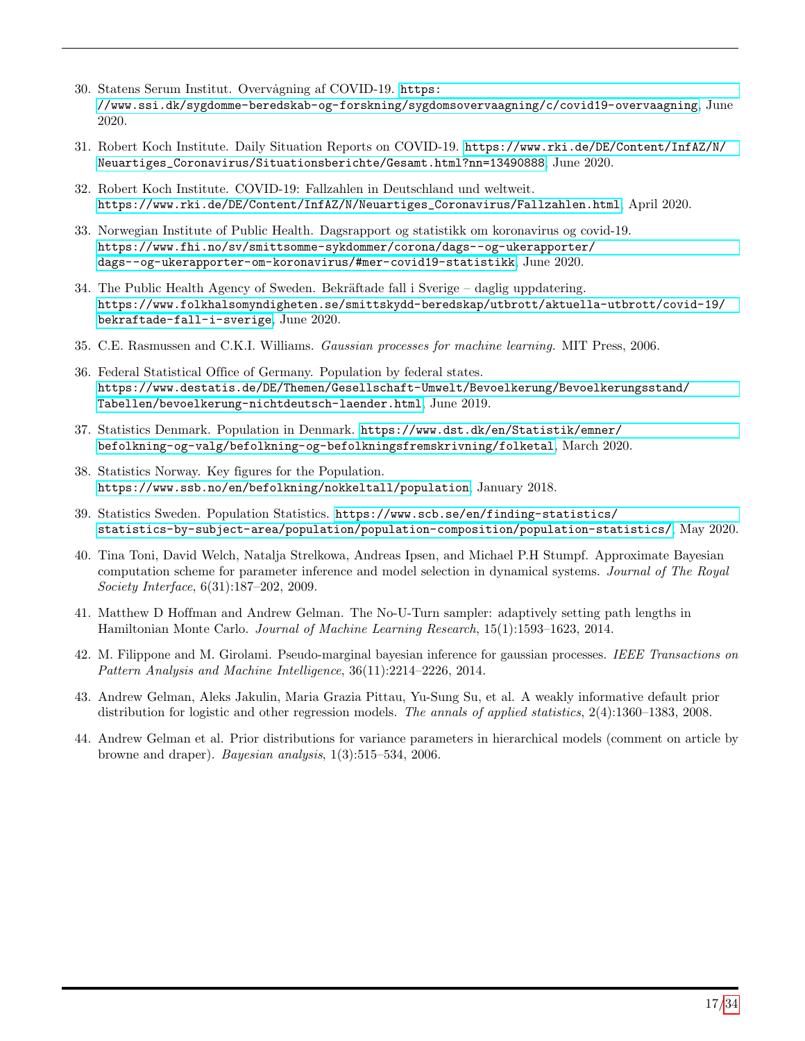30. Statens Serum Institut. Overvågning af COVID-19. https://www.ssi.dk/sygdomme-beredskab-og-forskning/sygdomsovervaagning/c/covid19-overvaagning, June 2020.

31. Robert Koch Institute. Daily Situation Reports on COVID-19. https://www.rki.de/DE/Content/InfAZ/N/Neuartiges_Coronavirus/Situationsberichte/Gesamt.html?nn=13490888, June 2020.

32. Robert Koch Institute. COVID-19: Fallzahlen in Deutschland und weltweit. https://www.rki.de/DE/Content/InfAZ/N/Neuartiges_Coronavirus/Fallzahlen.html, April 2020.

33. Norwegian Institute of Public Health. Dagsrapport og statistikk om koronavirus og covid-19. https://www.fhi.no/sv/smittsomme-sykdommer/corona/dags--og-ukerapporter/dags--og-ukerapporter-om-koronavirus/#mer-covid19-statistikk, June 2020.

34. The Public Health Agency of Sweden. Bekräftade fall i Sverige – daglig uppdatering. https://www.folkhalsomyndigheten.se/smittskydd-beredskap/utbrott/aktuella-utbrott/covid-19/bekraftade-fall-i-sverige, June 2020.

35. C.E. Rasmussen and C.K.I. Williams. *Gaussian processes for machine learning.* MIT Press, 2006.

36. Federal Statistical Office of Germany. Population by federal states. https://www.destatis.de/DE/Themen/Gesellschaft-Umwelt/Bevoelkerung/Bevoelkerungsstand/Tabellen/bevoelkerung-nichtdeutsch-laender.html, June 2019.

37. Statistics Denmark. Population in Denmark. https://www.dst.dk/en/Statistik/emner/befolkning-og-valg/befolkning-og-befolkningsfremskrivning/folketal, March 2020.

38. Statistics Norway. Key figures for the Population. https://www.ssb.no/en/befolkning/nokkeltall/population, January 2018.

39. Statistics Sweden. Population Statistics. https://www.scb.se/en/finding-statistics/statistics-by-subject-area/population/population-composition/population-statistics/, May 2020.

40. Tina Toni, David Welch, Natalja Strelkowa, Andreas Ipsen, and Michael P.H Stumpf. Approximate Bayesian computation scheme for parameter inference and model selection in dynamical systems. *Journal of The Royal Society Interface*, 6(31):187–202, 2009.

41. Matthew D Hoffman and Andrew Gelman. The No-U-Turn sampler: adaptively setting path lengths in Hamiltonian Monte Carlo. *Journal of Machine Learning Research*, 15(1):1593–1623, 2014.

42. M. Filippone and M. Girolami. Pseudo-marginal bayesian inference for gaussian processes. *IEEE Transactions on Pattern Analysis and Machine Intelligence*, 36(11):2214–2226, 2014.

43. Andrew Gelman, Aleks Jakulin, Maria Grazia Pittau, Yu-Sung Su, et al. A weakly informative default prior distribution for logistic and other regression models. *The annals of applied statistics*, 2(4):1360–1383, 2008.

44. Andrew Gelman et al. Prior distributions for variance parameters in hierarchical models (comment on article by browne and draper). *Bayesian analysis*, 1(3):515–534, 2006.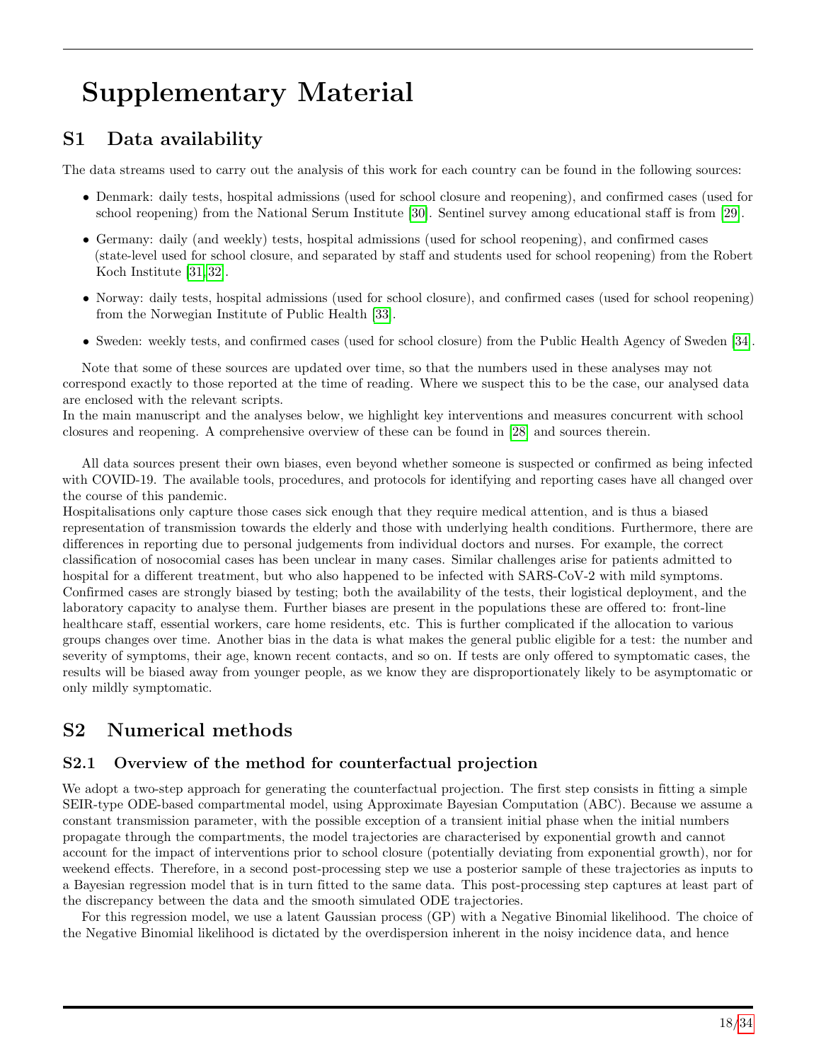# Supplementary Material

## S1 Data availability

The data streams used to carry out the analysis of this work for each country can be found in the following sources:

- Denmark: daily tests, hospital admissions (used for school closure and reopening), and confirmed cases (used for school reopening) from the National Serum Institute [30]. Sentinel survey among educational staff is from [29].
- Germany: daily (and weekly) tests, hospital admissions (used for school reopening), and confirmed cases (state-level used for school closure, and separated by staff and students used for school reopening) from the Robert Koch Institute [31, 32].
- Norway: daily tests, hospital admissions (used for school closure), and confirmed cases (used for school reopening) from the Norwegian Institute of Public Health [33].
- Sweden: weekly tests, and confirmed cases (used for school closure) from the Public Health Agency of Sweden [34].

Note that some of these sources are updated over time, so that the numbers used in these analyses may not correspond exactly to those reported at the time of reading. Where we suspect this to be the case, our analysed data are enclosed with the relevant scripts.
In the main manuscript and the analyses below, we highlight key interventions and measures concurrent with school closures and reopening. A comprehensive overview of these can be found in [28] and sources therein.

All data sources present their own biases, even beyond whether someone is suspected or confirmed as being infected with COVID-19. The available tools, procedures, and protocols for identifying and reporting cases have all changed over the course of this pandemic.
Hospitalisations only capture those cases sick enough that they require medical attention, and is thus a biased representation of transmission towards the elderly and those with underlying health conditions. Furthermore, there are differences in reporting due to personal judgements from individual doctors and nurses. For example, the correct classification of nosocomial cases has been unclear in many cases. Similar challenges arise for patients admitted to hospital for a different treatment, but who also happened to be infected with SARS-CoV-2 with mild symptoms. Confirmed cases are strongly biased by testing; both the availability of the tests, their logistical deployment, and the laboratory capacity to analyse them. Further biases are present in the populations these are offered to: front-line healthcare staff, essential workers, care home residents, etc. This is further complicated if the allocation to various groups changes over time. Another bias in the data is what makes the general public eligible for a test: the number and severity of symptoms, their age, known recent contacts, and so on. If tests are only offered to symptomatic cases, the results will be biased away from younger people, as we know they are disproportionately likely to be asymptomatic or only mildly symptomatic.

## S2 Numerical methods

### S2.1 Overview of the method for counterfactual projection

We adopt a two-step approach for generating the counterfactual projection. The first step consists in fitting a simple SEIR-type ODE-based compartmental model, using Approximate Bayesian Computation (ABC). Because we assume a constant transmission parameter, with the possible exception of a transient initial phase when the initial numbers propagate through the compartments, the model trajectories are characterised by exponential growth and cannot account for the impact of interventions prior to school closure (potentially deviating from exponential growth), nor for weekend effects. Therefore, in a second post-processing step we use a posterior sample of these trajectories as inputs to a Bayesian regression model that is in turn fitted to the same data. This post-processing step captures at least part of the discrepancy between the data and the smooth simulated ODE trajectories.

For this regression model, we use a latent Gaussian process (GP) with a Negative Binomial likelihood. The choice of the Negative Binomial likelihood is dictated by the overdispersion inherent in the noisy incidence data, and hence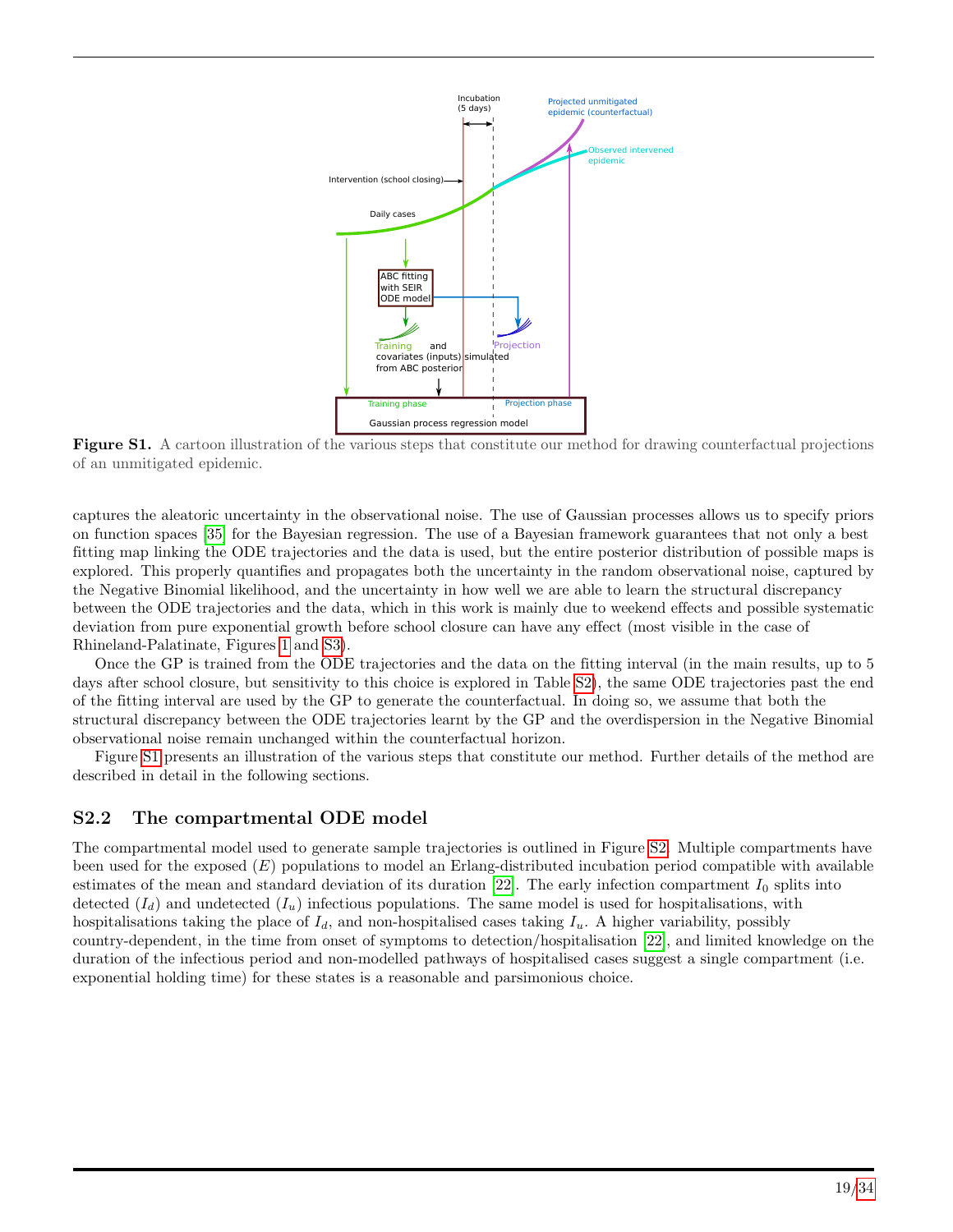**Figure S1.** A cartoon illustration of the various steps that constitute our method for drawing counterfactual projections of an unmitigated epidemic.

captures the aleatoric uncertainty in the observational noise. The use of Gaussian processes allows us to specify priors on function spaces [35] for the Bayesian regression. The use of a Bayesian framework guarantees that not only a best fitting map linking the ODE trajectories and the data is used, but the entire posterior distribution of possible maps is explored. This properly quantifies and propagates both the uncertainty in the random observational noise, captured by the Negative Binomial likelihood, and the uncertainty in how well we are able to learn the structural discrepancy between the ODE trajectories and the data, which in this work is mainly due to weekend effects and possible systematic deviation from pure exponential growth before school closure can have any effect (most visible in the case of Rhineland-Palatinate, Figures 1 and S3).

Once the GP is trained from the ODE trajectories and the data on the fitting interval (in the main results, up to 5 days after school closure, but sensitivity to this choice is explored in Table S2), the same ODE trajectories past the end of the fitting interval are used by the GP to generate the counterfactual. In doing so, we assume that both the structural discrepancy between the ODE trajectories learnt by the GP and the overdispersion in the Negative Binomial observational noise remain unchanged within the counterfactual horizon.

Figure S1 presents an illustration of the various steps that constitute our method. Further details of the method are described in detail in the following sections.

## S2.2 The compartmental ODE model

The compartmental model used to generate sample trajectories is outlined in Figure S2. Multiple compartments have been used for the exposed ($E$) populations to model an Erlang-distributed incubation period compatible with available estimates of the mean and standard deviation of its duration [22]. The early infection compartment $I_0$ splits into detected ($I_d$) and undetected ($I_u$) infectious populations. The same model is used for hospitalisations, with hospitalisations taking the place of $I_d$, and non-hospitalised cases taking $I_u$. A higher variability, possibly country-dependent, in the time from onset of symptoms to detection/hospitalisation [22], and limited knowledge on the duration of the infectious period and non-modelled pathways of hospitalised cases suggest a single compartment (i.e. exponential holding time) for these states is a reasonable and parsimonious choice.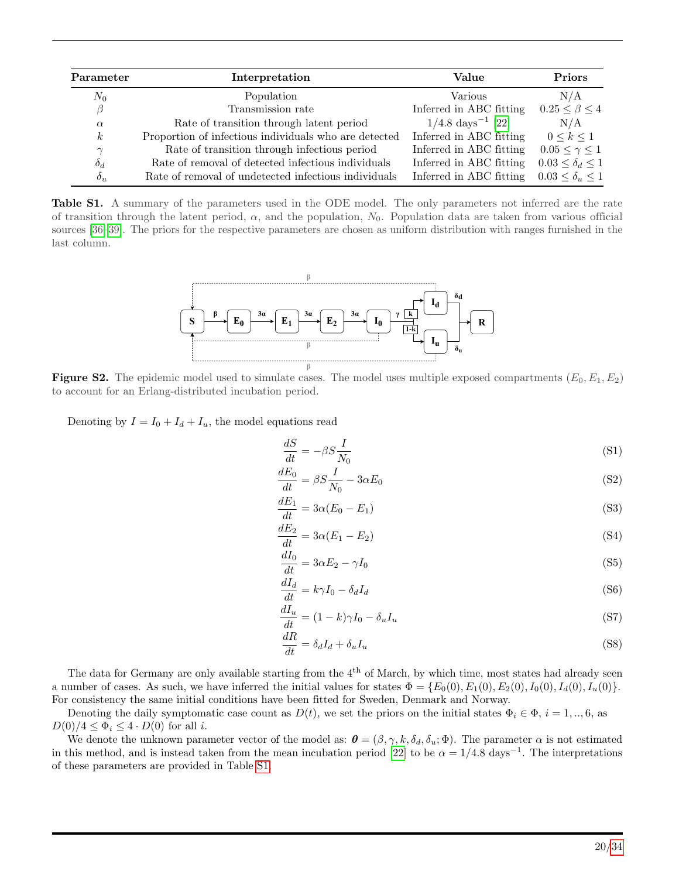| Parameter | Interpretation | Value | Priors |
|---|---|---|---|
| $N_0$ | Population | Various | N/A |
| $\beta$ | Transmission rate | Inferred in ABC fitting | $0.25 \leq \beta \leq 4$ |
| $\alpha$ | Rate of transition through latent period | $1/4.8$ days$^{-1}$ [22] | N/A |
| $k$ | Proportion of infectious individuals who are detected | Inferred in ABC fitting | $0 \leq k \leq 1$ |
| $\gamma$ | Rate of transition through infectious period | Inferred in ABC fitting | $0.05 \leq \gamma \leq 1$ |
| $\delta_d$ | Rate of removal of detected infectious individuals | Inferred in ABC fitting | $0.03 \leq \delta_d \leq 1$ |
| $\delta_u$ | Rate of removal of undetected infectious individuals | Inferred in ABC fitting | $0.03 \leq \delta_u \leq 1$ |

**Table S1.** A summary of the parameters used in the ODE model. The only parameters not inferred are the rate of transition through the latent period, $\alpha$, and the population, $N_0$. Population data are taken from various official sources [36–39]. The priors for the respective parameters are chosen as uniform distribution with ranges furnished in the last column.

**Figure S2.** The epidemic model used to simulate cases. The model uses multiple exposed compartments ($E_0, E_1, E_2$) to account for an Erlang-distributed incubation period.

Denoting by $I = I_0 + I_d + I_u$, the model equations read

$$\frac{dS}{dt} = -\beta S \frac{I}{N_0} \tag{S1}$$

$$\frac{dE_0}{dt} = \beta S \frac{I}{N_0} - 3\alpha E_0 \tag{S2}$$

$$\frac{dE_1}{dt} = 3\alpha(E_0 - E_1) \tag{S3}$$

$$\frac{dE_2}{dt} = 3\alpha(E_1 - E_2) \tag{S4}$$

$$\frac{dI_0}{dt} = 3\alpha E_2 - \gamma I_0 \tag{S5}$$

$$\frac{dI_d}{dt} = k\gamma I_0 - \delta_d I_d \tag{S6}$$

$$\frac{dI_u}{dt} = (1-k)\gamma I_0 - \delta_u I_u \tag{S7}$$

$$\frac{dR}{dt} = \delta_d I_d + \delta_u I_u \tag{S8}$$

The data for Germany are only available starting from the 4$^{\text{th}}$ of March, by which time, most states had already seen a number of cases. As such, we have inferred the initial values for states $\Phi = \{E_0(0), E_1(0), E_2(0), I_0(0), I_d(0), I_u(0)\}$. For consistency the same initial conditions have been fitted for Sweden, Denmark and Norway.

Denoting the daily symptomatic case count as $D(t)$, we set the priors on the initial states $\Phi_i \in \Phi$, $i = 1, .., 6$, as $D(0)/4 \leq \Phi_i \leq 4 \cdot D(0)$ for all $i$.

We denote the unknown parameter vector of the model as: $\boldsymbol{\theta} = (\beta, \gamma, k, \delta_d, \delta_u; \Phi)$. The parameter $\alpha$ is not estimated in this method, and is instead taken from the mean incubation period [22] to be $\alpha = 1/4.8$ days$^{-1}$. The interpretations of these parameters are provided in Table S1.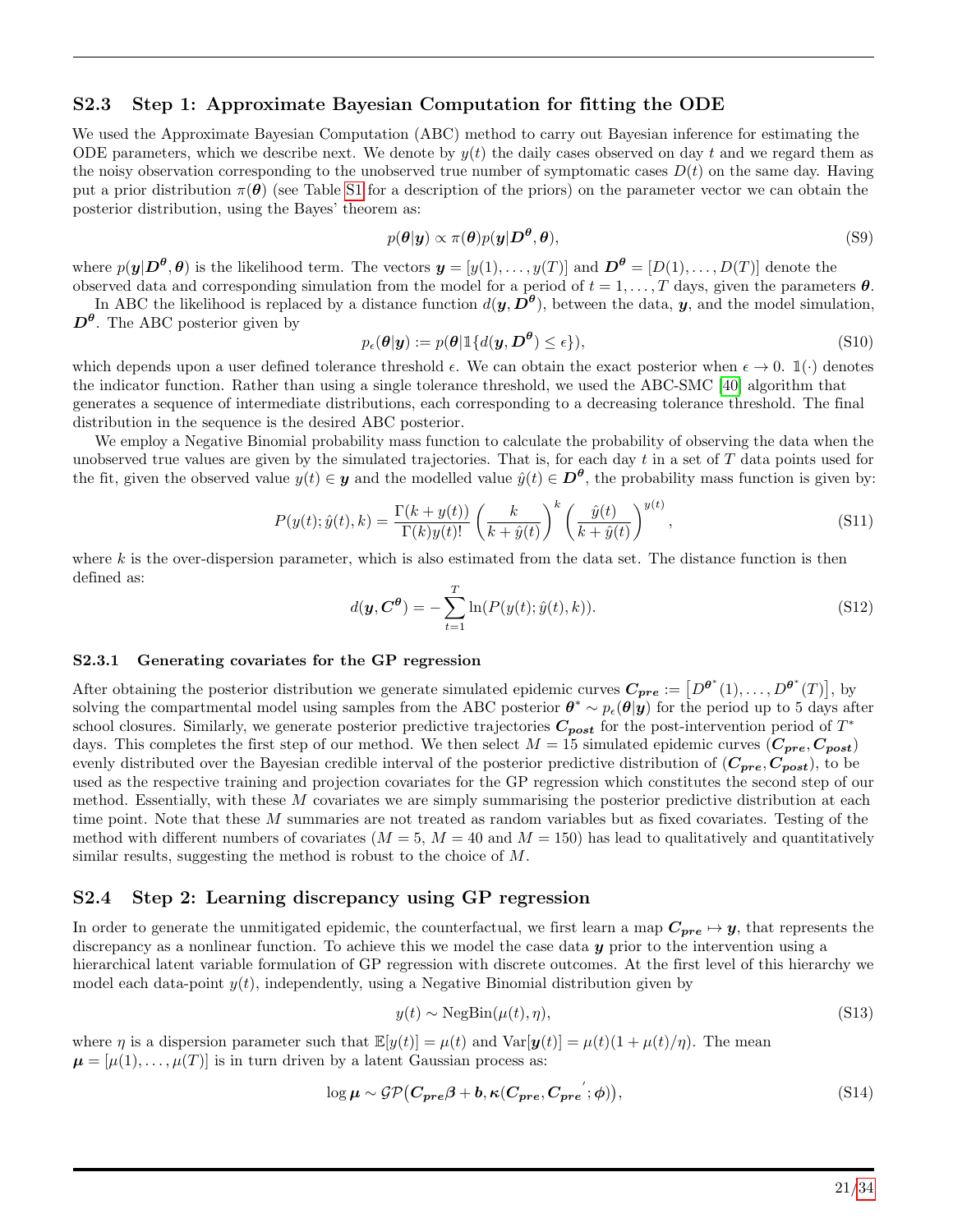## S2.3 Step 1: Approximate Bayesian Computation for fitting the ODE

We used the Approximate Bayesian Computation (ABC) method to carry out Bayesian inference for estimating the ODE parameters, which we describe next. We denote by $y(t)$ the daily cases observed on day $t$ and we regard them as the noisy observation corresponding to the unobserved true number of symptomatic cases $D(t)$ on the same day. Having put a prior distribution $\pi(\boldsymbol{\theta})$ (see Table S1 for a description of the priors) on the parameter vector we can obtain the posterior distribution, using the Bayes' theorem as:

$$p(\boldsymbol{\theta}|\boldsymbol{y}) \propto \pi(\boldsymbol{\theta}) p(\boldsymbol{y}|\boldsymbol{D^{\theta}}, \boldsymbol{\theta}), \tag{S9}$$

where $p(\boldsymbol{y}|\boldsymbol{D^{\theta}}, \boldsymbol{\theta})$ is the likelihood term. The vectors $\boldsymbol{y} = [y(1), \ldots, y(T)]$ and $\boldsymbol{D^{\theta}} = [D(1), \ldots, D(T)]$ denote the observed data and corresponding simulation from the model for a period of $t = 1, \ldots, T$ days, given the parameters $\boldsymbol{\theta}$.

In ABC the likelihood is replaced by a distance function $d(\boldsymbol{y}, \boldsymbol{D^{\theta}})$, between the data, $\boldsymbol{y}$, and the model simulation, $\boldsymbol{D^{\theta}}$. The ABC posterior given by

$$p_{\epsilon}(\boldsymbol{\theta}|\boldsymbol{y}) := p(\boldsymbol{\theta}|\mathbb{1}\{d(\boldsymbol{y}, \boldsymbol{D^{\theta}}) \leq \epsilon\}), \tag{S10}$$

which depends upon a user defined tolerance threshold $\epsilon$. We can obtain the exact posterior when $\epsilon \to 0$. $\mathbb{1}(\cdot)$ denotes the indicator function. Rather than using a single tolerance threshold, we used the ABC-SMC [40] algorithm that generates a sequence of intermediate distributions, each corresponding to a decreasing tolerance threshold. The final distribution in the sequence is the desired ABC posterior.

We employ a Negative Binomial probability mass function to calculate the probability of observing the data when the unobserved true values are given by the simulated trajectories. That is, for each day $t$ in a set of $T$ data points used for the fit, given the observed value $y(t) \in \boldsymbol{y}$ and the modelled value $\hat{y}(t) \in \boldsymbol{D^{\theta}}$, the probability mass function is given by:

$$P(y(t); \hat{y}(t), k) = \frac{\Gamma(k + y(t))}{\Gamma(k) y(t)!} \left(\frac{k}{k + \hat{y}(t)}\right)^{k} \left(\frac{\hat{y}(t)}{k + \hat{y}(t)}\right)^{y(t)}, \tag{S11}$$

where $k$ is the over-dispersion parameter, which is also estimated from the data set. The distance function is then defined as:

$$d(\boldsymbol{y}, \boldsymbol{C^{\theta}}) = -\sum_{t=1}^{T} \ln(P(y(t); \hat{y}(t), k)). \tag{S12}$$

### S2.3.1 Generating covariates for the GP regression

After obtaining the posterior distribution we generate simulated epidemic curves $\boldsymbol{C_{pre}} := \left[D^{\boldsymbol{\theta}^*}(1), \ldots, D^{\boldsymbol{\theta}^*}(T)\right]$, by solving the compartmental model using samples from the ABC posterior $\boldsymbol{\theta}^* \sim p_{\epsilon}(\boldsymbol{\theta}|\boldsymbol{y})$ for the period up to 5 days after school closures. Similarly, we generate posterior predictive trajectories $\boldsymbol{C_{post}}$ for the post-intervention period of $T^*$ days. This completes the first step of our method. We then select $M = 15$ simulated epidemic curves $(\boldsymbol{C_{pre}}, \boldsymbol{C_{post}})$ evenly distributed over the Bayesian credible interval of the posterior predictive distribution of $(\boldsymbol{C_{pre}}, \boldsymbol{C_{post}})$, to be used as the respective training and projection covariates for the GP regression which constitutes the second step of our method. Essentially, with these $M$ covariates we are simply summarising the posterior predictive distribution at each time point. Note that these $M$ summaries are not treated as random variables but as fixed covariates. Testing of the method with different numbers of covariates ($M = 5$, $M = 40$ and $M = 150$) has lead to qualitatively and quantitatively similar results, suggesting the method is robust to the choice of $M$.

## S2.4 Step 2: Learning discrepancy using GP regression

In order to generate the unmitigated epidemic, the counterfactual, we first learn a map $\boldsymbol{C_{pre}} \mapsto \boldsymbol{y}$, that represents the discrepancy as a nonlinear function. To achieve this we model the case data $\boldsymbol{y}$ prior to the intervention using a hierarchical latent variable formulation of GP regression with discrete outcomes. At the first level of this hierarchy we model each data-point $y(t)$, independently, using a Negative Binomial distribution given by

$$y(t) \sim \text{NegBin}(\mu(t), \eta), \tag{S13}$$

where $\eta$ is a dispersion parameter such that $\mathbb{E}[y(t)] = \mu(t)$ and $\text{Var}[\boldsymbol{y}(t)] = \mu(t)(1 + \mu(t)/\eta)$. The mean $\boldsymbol{\mu} = [\mu(1), \ldots, \mu(T)]$ is in turn driven by a latent Gaussian process as:

$$\log \boldsymbol{\mu} \sim \mathcal{GP}\big(\boldsymbol{C_{pre}}\boldsymbol{\beta} + \boldsymbol{b}, \boldsymbol{\kappa}(\boldsymbol{C_{pre}}, \boldsymbol{C_{pre}}'; \boldsymbol{\phi})\big), \tag{S14}$$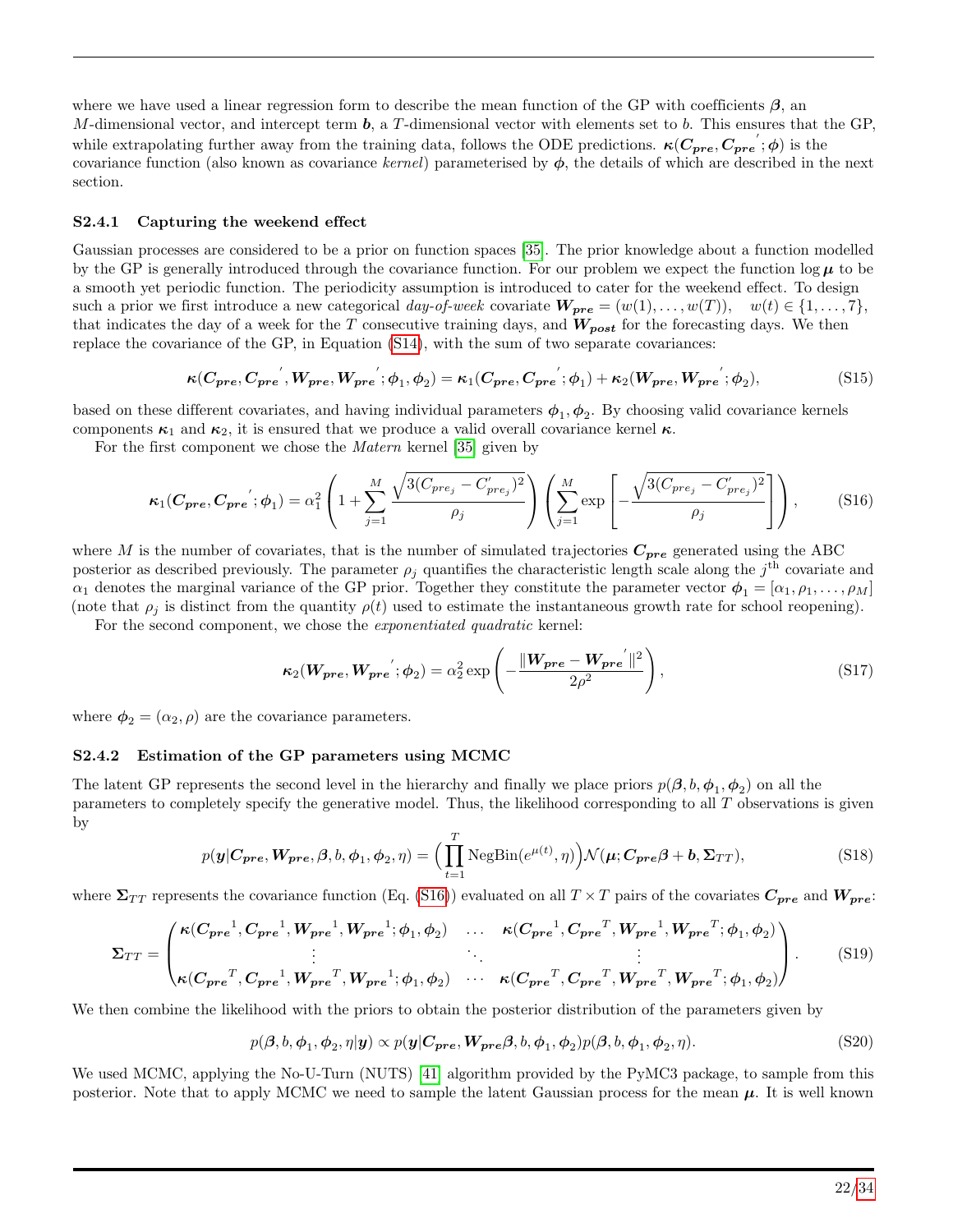where we have used a linear regression form to describe the mean function of the GP with coefficients $\boldsymbol{\beta}$, an $M$-dimensional vector, and intercept term $\boldsymbol{b}$, a $T$-dimensional vector with elements set to $b$. This ensures that the GP, while extrapolating further away from the training data, follows the ODE predictions. $\boldsymbol{\kappa}(\boldsymbol{C_{pre}}, \boldsymbol{C_{pre}}'; \boldsymbol{\phi})$ is the covariance function (also known as covariance *kernel*) parameterised by $\boldsymbol{\phi}$, the details of which are described in the next section.

#### S2.4.1 Capturing the weekend effect

Gaussian processes are considered to be a prior on function spaces [35]. The prior knowledge about a function modelled by the GP is generally introduced through the covariance function. For our problem we expect the function $\log \boldsymbol{\mu}$ to be a smooth yet periodic function. The periodicity assumption is introduced to cater for the weekend effect. To design such a prior we first introduce a new categorical *day-of-week* covariate $\boldsymbol{W_{pre}} = (w(1), \ldots, w(T)), \quad w(t) \in \{1, \ldots, 7\}$, that indicates the day of a week for the $T$ consecutive training days, and $\boldsymbol{W_{post}}$ for the forecasting days. We then replace the covariance of the GP, in Equation (S14), with the sum of two separate covariances:

$$\boldsymbol{\kappa}(\boldsymbol{C_{pre}}, \boldsymbol{C_{pre}}', \boldsymbol{W_{pre}}, \boldsymbol{W_{pre}}'; \boldsymbol{\phi}_1, \boldsymbol{\phi}_2) = \boldsymbol{\kappa}_1(\boldsymbol{C_{pre}}, \boldsymbol{C_{pre}}'; \boldsymbol{\phi}_1) + \boldsymbol{\kappa}_2(\boldsymbol{W_{pre}}, \boldsymbol{W_{pre}}'; \boldsymbol{\phi}_2), \tag{S15}$$

based on these different covariates, and having individual parameters $\boldsymbol{\phi}_1, \boldsymbol{\phi}_2$. By choosing valid covariance kernels components $\boldsymbol{\kappa}_1$ and $\boldsymbol{\kappa}_2$, it is ensured that we produce a valid overall covariance kernel $\boldsymbol{\kappa}$.

For the first component we chose the *Matern* kernel [35] given by

$$\boldsymbol{\kappa}_1(\boldsymbol{C_{pre}}, \boldsymbol{C_{pre}}'; \boldsymbol{\phi}_1) = \alpha_1^2 \left(1 + \sum_{j=1}^{M} \frac{\sqrt{3(C_{pre_j} - C'_{pre_j})^2}}{\rho_j}\right) \left(\sum_{j=1}^{M} \exp\left[-\frac{\sqrt{3(C_{pre_j} - C'_{pre_j})^2}}{\rho_j}\right]\right), \tag{S16}$$

where $M$ is the number of covariates, that is the number of simulated trajectories $\boldsymbol{C_{pre}}$ generated using the ABC posterior as described previously. The parameter $\rho_j$ quantifies the characteristic length scale along the $j^{\text{th}}$ covariate and $\alpha_1$ denotes the marginal variance of the GP prior. Together they constitute the parameter vector $\boldsymbol{\phi}_1 = [\alpha_1, \rho_1, \ldots, \rho_M]$ (note that $\rho_j$ is distinct from the quantity $\rho(t)$ used to estimate the instantaneous growth rate for school reopening).

For the second component, we chose the *exponentiated quadratic* kernel:

$$\boldsymbol{\kappa}_2(\boldsymbol{W_{pre}}, \boldsymbol{W_{pre}}'; \boldsymbol{\phi}_2) = \alpha_2^2 \exp\left(-\frac{\|\boldsymbol{W_{pre}} - \boldsymbol{W_{pre}}'\|^2}{2\rho^2}\right), \tag{S17}$$

where $\boldsymbol{\phi}_2 = (\alpha_2, \rho)$ are the covariance parameters.

#### S2.4.2 Estimation of the GP parameters using MCMC

The latent GP represents the second level in the hierarchy and finally we place priors $p(\boldsymbol{\beta}, b, \boldsymbol{\phi}_1, \boldsymbol{\phi}_2)$ on all the parameters to completely specify the generative model. Thus, the likelihood corresponding to all $T$ observations is given by

$$p(\boldsymbol{y}|\boldsymbol{C_{pre}}, \boldsymbol{W_{pre}}, \boldsymbol{\beta}, b, \boldsymbol{\phi}_1, \boldsymbol{\phi}_2, \eta) = \Big(\prod_{t=1}^{T} \text{NegBin}(e^{\mu(t)}, \eta)\Big)\mathcal{N}(\boldsymbol{\mu}; \boldsymbol{C_{pre}}\boldsymbol{\beta} + \boldsymbol{b}, \boldsymbol{\Sigma}_{TT}), \tag{S18}$$

where $\boldsymbol{\Sigma}_{TT}$ represents the covariance function (Eq. (S16)) evaluated on all $T \times T$ pairs of the covariates $\boldsymbol{C_{pre}}$ and $\boldsymbol{W_{pre}}$:

$$\boldsymbol{\Sigma}_{TT} = \begin{pmatrix} \boldsymbol{\kappa}(\boldsymbol{C_{pre}}^1, \boldsymbol{C_{pre}}^1, \boldsymbol{W_{pre}}^1, \boldsymbol{W_{pre}}^1; \boldsymbol{\phi}_1, \boldsymbol{\phi}_2) & \ldots & \boldsymbol{\kappa}(\boldsymbol{C_{pre}}^1, \boldsymbol{C_{pre}}^T, \boldsymbol{W_{pre}}^1, \boldsymbol{W_{pre}}^T; \boldsymbol{\phi}_1, \boldsymbol{\phi}_2) \\ \vdots & \ddots & \vdots \\ \boldsymbol{\kappa}(\boldsymbol{C_{pre}}^T, \boldsymbol{C_{pre}}^1, \boldsymbol{W_{pre}}^T, \boldsymbol{W_{pre}}^1; \boldsymbol{\phi}_1, \boldsymbol{\phi}_2) & \cdots & \boldsymbol{\kappa}(\boldsymbol{C_{pre}}^T, \boldsymbol{C_{pre}}^T, \boldsymbol{W_{pre}}^T, \boldsymbol{W_{pre}}^T; \boldsymbol{\phi}_1, \boldsymbol{\phi}_2) \end{pmatrix}. \tag{S19}$$

We then combine the likelihood with the priors to obtain the posterior distribution of the parameters given by

$$p(\boldsymbol{\beta}, b, \boldsymbol{\phi}_1, \boldsymbol{\phi}_2, \eta|\boldsymbol{y}) \propto p(\boldsymbol{y}|\boldsymbol{C_{pre}}, \boldsymbol{W_{pre}}\boldsymbol{\beta}, b, \boldsymbol{\phi}_1, \boldsymbol{\phi}_2)p(\boldsymbol{\beta}, b, \boldsymbol{\phi}_1, \boldsymbol{\phi}_2, \eta). \tag{S20}$$

We used MCMC, applying the No-U-Turn (NUTS) [41] algorithm provided by the PyMC3 package, to sample from this posterior. Note that to apply MCMC we need to sample the latent Gaussian process for the mean $\boldsymbol{\mu}$. It is well known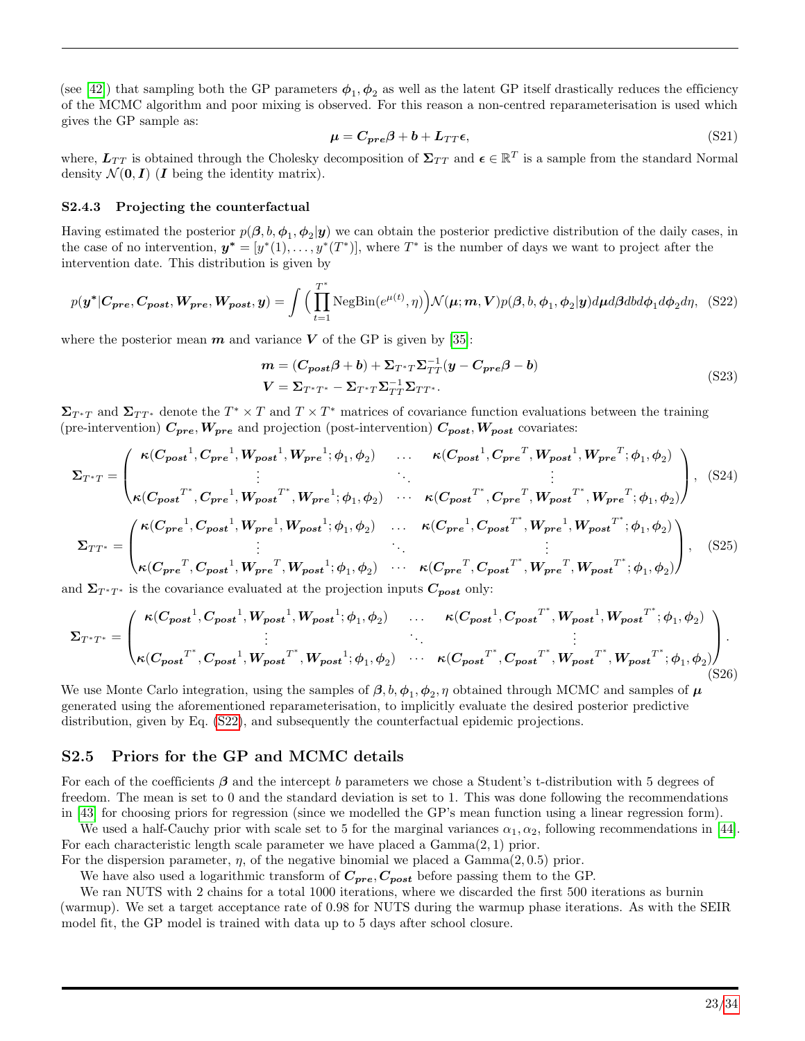(see [42]) that sampling both the GP parameters $\boldsymbol{\phi}_1, \boldsymbol{\phi}_2$ as well as the latent GP itself drastically reduces the efficiency of the MCMC algorithm and poor mixing is observed. For this reason a non-centred reparameterisation is used which gives the GP sample as:

$$\boldsymbol{\mu} = \boldsymbol{C_{pre}}\boldsymbol{\beta} + \boldsymbol{b} + \boldsymbol{L}_{TT}\boldsymbol{\epsilon}, \tag{S21}$$

where, $\boldsymbol{L}_{TT}$ is obtained through the Cholesky decomposition of $\boldsymbol{\Sigma}_{TT}$ and $\boldsymbol{\epsilon} \in \mathbb{R}^T$ is a sample from the standard Normal density $\mathcal{N}(\boldsymbol{0}, \boldsymbol{I})$ ($\boldsymbol{I}$ being the identity matrix).

### S2.4.3 Projecting the counterfactual

Having estimated the posterior $p(\boldsymbol{\beta}, b, \boldsymbol{\phi}_1, \boldsymbol{\phi}_2|\boldsymbol{y})$ we can obtain the posterior predictive distribution of the daily cases, in the case of no intervention, $\boldsymbol{y^*} = [y^*(1), \ldots, y^*(T^*)]$, where $T^*$ is the number of days we want to project after the intervention date. This distribution is given by

$$p(\boldsymbol{y^*}|\boldsymbol{C_{pre}}, \boldsymbol{C_{post}}, \boldsymbol{W_{pre}}, \boldsymbol{W_{post}}, \boldsymbol{y}) = \int \Big(\prod_{t=1}^{T^*} \text{NegBin}(e^{\mu(t)}, \eta)\Big) \mathcal{N}(\boldsymbol{\mu}; \boldsymbol{m}, \boldsymbol{V}) p(\boldsymbol{\beta}, b, \boldsymbol{\phi}_1, \boldsymbol{\phi}_2|\boldsymbol{y}) d\boldsymbol{\mu} d\boldsymbol{\beta} db d\boldsymbol{\phi}_1 d\boldsymbol{\phi}_2 d\eta, \tag{S22}$$

where the posterior mean $\boldsymbol{m}$ and variance $\boldsymbol{V}$ of the GP is given by [35]:

$$\begin{aligned} \boldsymbol{m} &= (\boldsymbol{C_{post}}\boldsymbol{\beta} + \boldsymbol{b}) + \boldsymbol{\Sigma}_{T^*T}\boldsymbol{\Sigma}_{TT}^{-1}(\boldsymbol{y} - \boldsymbol{C_{pre}}\boldsymbol{\beta} - \boldsymbol{b}) \\ \boldsymbol{V} &= \boldsymbol{\Sigma}_{T^*T^*} - \boldsymbol{\Sigma}_{T^*T}\boldsymbol{\Sigma}_{TT}^{-1}\boldsymbol{\Sigma}_{TT^*}. \end{aligned} \tag{S23}$$

$\boldsymbol{\Sigma}_{T^*T}$ and $\boldsymbol{\Sigma}_{TT^*}$ denote the $T^* \times T$ and $T \times T^*$ matrices of covariance function evaluations between the training (pre-intervention) $\boldsymbol{C_{pre}}, \boldsymbol{W_{pre}}$ and projection (post-intervention) $\boldsymbol{C_{post}}, \boldsymbol{W_{post}}$ covariates:

$$\boldsymbol{\Sigma}_{T^*T} = \begin{pmatrix} \boldsymbol{\kappa}(\boldsymbol{C_{post}}^1, \boldsymbol{C_{pre}}^1, \boldsymbol{W_{post}}^1, \boldsymbol{W_{pre}}^1; \boldsymbol{\phi}_1, \boldsymbol{\phi}_2) & \ldots & \boldsymbol{\kappa}(\boldsymbol{C_{post}}^1, \boldsymbol{C_{pre}}^T, \boldsymbol{W_{post}}^1, \boldsymbol{W_{pre}}^T; \boldsymbol{\phi}_1, \boldsymbol{\phi}_2) \\ \vdots & \ddots & \vdots \\ \boldsymbol{\kappa}(\boldsymbol{C_{post}}^{T^*}, \boldsymbol{C_{pre}}^1, \boldsymbol{W_{post}}^{T^*}, \boldsymbol{W_{pre}}^1; \boldsymbol{\phi}_1, \boldsymbol{\phi}_2) & \cdots & \boldsymbol{\kappa}(\boldsymbol{C_{post}}^{T^*}, \boldsymbol{C_{pre}}^T, \boldsymbol{W_{post}}^{T^*}, \boldsymbol{W_{pre}}^T; \boldsymbol{\phi}_1, \boldsymbol{\phi}_2) \end{pmatrix}, \tag{S24}$$

$$\boldsymbol{\Sigma}_{TT^*} = \begin{pmatrix} \boldsymbol{\kappa}(\boldsymbol{C_{pre}}^1, \boldsymbol{C_{post}}^1, \boldsymbol{W_{pre}}^1, \boldsymbol{W_{post}}^1; \boldsymbol{\phi}_1, \boldsymbol{\phi}_2) & \ldots & \boldsymbol{\kappa}(\boldsymbol{C_{pre}}^1, \boldsymbol{C_{post}}^{T^*}, \boldsymbol{W_{pre}}^1, \boldsymbol{W_{post}}^{T^*}; \boldsymbol{\phi}_1, \boldsymbol{\phi}_2) \\ \vdots & \ddots & \vdots \\ \boldsymbol{\kappa}(\boldsymbol{C_{pre}}^T, \boldsymbol{C_{post}}^1, \boldsymbol{W_{pre}}^T, \boldsymbol{W_{post}}^1; \boldsymbol{\phi}_1, \boldsymbol{\phi}_2) & \cdots & \boldsymbol{\kappa}(\boldsymbol{C_{pre}}^T, \boldsymbol{C_{post}}^{T^*}, \boldsymbol{W_{pre}}^T, \boldsymbol{W_{post}}^{T^*}; \boldsymbol{\phi}_1, \boldsymbol{\phi}_2) \end{pmatrix}, \tag{S25}$$

and $\boldsymbol{\Sigma}_{T^*T^*}$ is the covariance evaluated at the projection inputs $\boldsymbol{C_{post}}$ only:

$$\boldsymbol{\Sigma}_{T^*T^*} = \begin{pmatrix} \boldsymbol{\kappa}(\boldsymbol{C_{post}}^1, \boldsymbol{C_{post}}^1, \boldsymbol{W_{post}}^1, \boldsymbol{W_{post}}^1; \boldsymbol{\phi}_1, \boldsymbol{\phi}_2) & \ldots & \boldsymbol{\kappa}(\boldsymbol{C_{post}}^1, \boldsymbol{C_{post}}^{T^*}, \boldsymbol{W_{post}}^1, \boldsymbol{W_{post}}^{T^*}; \boldsymbol{\phi}_1, \boldsymbol{\phi}_2) \\ \vdots & \ddots & \vdots \\ \boldsymbol{\kappa}(\boldsymbol{C_{post}}^{T^*}, \boldsymbol{C_{post}}^1, \boldsymbol{W_{post}}^{T^*}, \boldsymbol{W_{post}}^1; \boldsymbol{\phi}_1, \boldsymbol{\phi}_2) & \cdots & \boldsymbol{\kappa}(\boldsymbol{C_{post}}^{T^*}, \boldsymbol{C_{post}}^{T^*}, \boldsymbol{W_{post}}^{T^*}, \boldsymbol{W_{post}}^{T^*}; \boldsymbol{\phi}_1, \boldsymbol{\phi}_2) \end{pmatrix}. \tag{S26}$$

We use Monte Carlo integration, using the samples of $\boldsymbol{\beta}, b, \boldsymbol{\phi}_1, \boldsymbol{\phi}_2, \eta$ obtained through MCMC and samples of $\boldsymbol{\mu}$ generated using the aforementioned reparameterisation, to implicitly evaluate the desired posterior predictive distribution, given by Eq. (S22), and subsequently the counterfactual epidemic projections.

## S2.5 Priors for the GP and MCMC details

For each of the coefficients $\boldsymbol{\beta}$ and the intercept $b$ parameters we chose a Student's t-distribution with 5 degrees of freedom. The mean is set to 0 and the standard deviation is set to 1. This was done following the recommendations in [43] for choosing priors for regression (since we modelled the GP's mean function using a linear regression form).

We used a half-Cauchy prior with scale set to 5 for the marginal variances $\alpha_1, \alpha_2$, following recommendations in [44]. For each characteristic length scale parameter we have placed a Gamma(2, 1) prior.
For the dispersion parameter, $\eta$, of the negative binomial we placed a Gamma(2, 0.5) prior.

We have also used a logarithmic transform of $\boldsymbol{C_{pre}}, \boldsymbol{C_{post}}$ before passing them to the GP.

We ran NUTS with 2 chains for a total 1000 iterations, where we discarded the first 500 iterations as burnin (warmup). We set a target acceptance rate of 0.98 for NUTS during the warmup phase iterations. As with the SEIR model fit, the GP model is trained with data up to 5 days after school closure.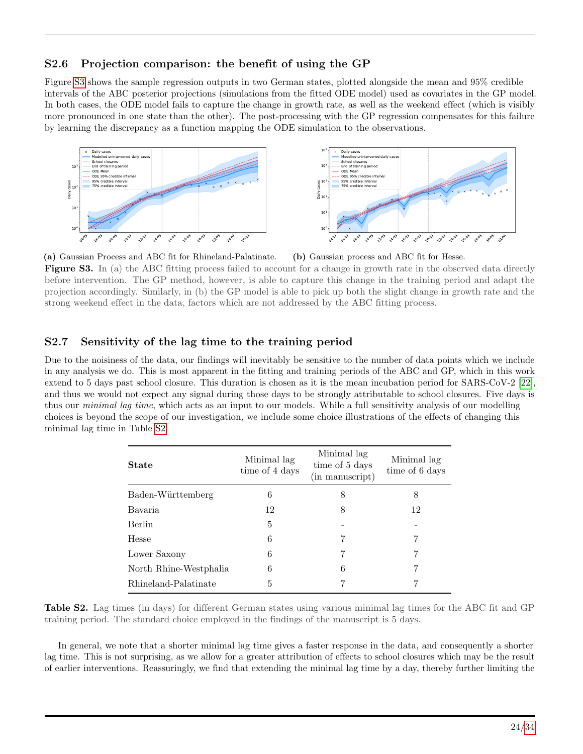### S2.6 Projection comparison: the benefit of using the GP

Figure S3 shows the sample regression outputs in two German states, plotted alongside the mean and 95% credible intervals of the ABC posterior projections (simulations from the fitted ODE model) used as covariates in the GP model. In both cases, the ODE model fails to capture the change in growth rate, as well as the weekend effect (which is visibly more pronounced in one state than the other). The post-processing with the GP regression compensates for this failure by learning the discrepancy as a function mapping the ODE simulation to the observations.

**(a)** Gaussian Process and ABC fit for Rhineland-Palatinate. **(b)** Gaussian process and ABC fit for Hesse.

**Figure S3.** In (a) the ABC fitting process failed to account for a change in growth rate in the observed data directly before intervention. The GP method, however, is able to capture this change in the training period and adapt the projection accordingly. Similarly, in (b) the GP model is able to pick up both the slight change in growth rate and the strong weekend effect in the data, factors which are not addressed by the ABC fitting process.

### S2.7 Sensitivity of the lag time to the training period

Due to the noisiness of the data, our findings will inevitably be sensitive to the number of data points which we include in any analysis we do. This is most apparent in the fitting and training periods of the ABC and GP, which in this work extend to 5 days past school closure. This duration is chosen as it is the mean incubation period for SARS-CoV-2 [22], and thus we would not expect any signal during those days to be strongly attributable to school closures. Five days is thus our *minimal lag time*, which acts as an input to our models. While a full sensitivity analysis of our modelling choices is beyond the scope of our investigation, we include some choice illustrations of the effects of changing this minimal lag time in Table S2.

| **State** | Minimal lag time of 4 days | Minimal lag time of 5 days (in manuscript) | Minimal lag time of 6 days |
|---|---|---|---|
| Baden-Württemberg | 6 | 8 | 8 |
| Bavaria | 12 | 8 | 12 |
| Berlin | 5 | - | - |
| Hesse | 6 | 7 | 7 |
| Lower Saxony | 6 | 7 | 7 |
| North Rhine-Westphalia | 6 | 6 | 7 |
| Rhineland-Palatinate | 5 | 7 | 7 |

**Table S2.** Lag times (in days) for different German states using various minimal lag times for the ABC fit and GP training period. The standard choice employed in the findings of the manuscript is 5 days.

In general, we note that a shorter minimal lag time gives a faster response in the data, and consequently a shorter lag time. This is not surprising, as we allow for a greater attribution of effects to school closures which may be the result of earlier interventions. Reassuringly, we find that extending the minimal lag time by a day, thereby further limiting the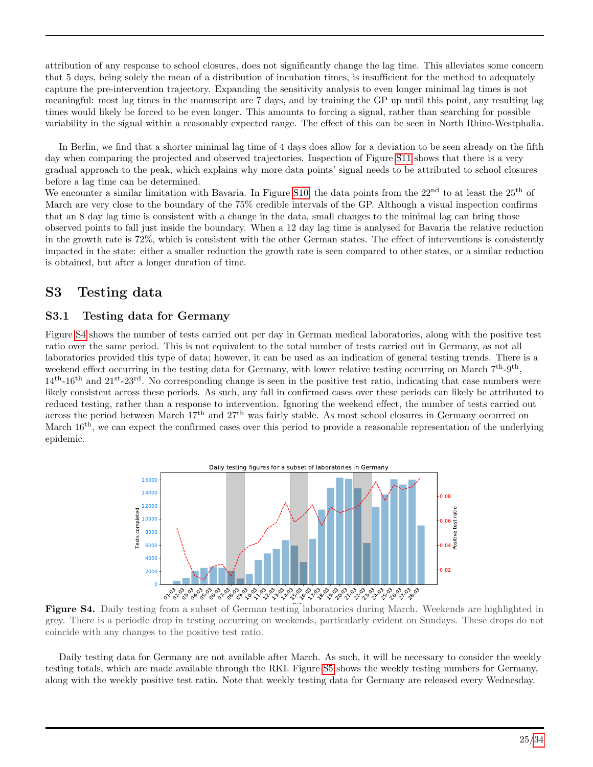attribution of any response to school closures, does not significantly change the lag time. This alleviates some concern that 5 days, being solely the mean of a distribution of incubation times, is insufficient for the method to adequately capture the pre-intervention trajectory. Expanding the sensitivity analysis to even longer minimal lag times is not meaningful: most lag times in the manuscript are 7 days, and by training the GP up until this point, any resulting lag times would likely be forced to be even longer. This amounts to forcing a signal, rather than searching for possible variability in the signal within a reasonably expected range. The effect of this can be seen in North Rhine-Westphalia.

In Berlin, we find that a shorter minimal lag time of 4 days does allow for a deviation to be seen already on the fifth day when comparing the projected and observed trajectories. Inspection of Figure S11 shows that there is a very gradual approach to the peak, which explains why more data points' signal needs to be attributed to school closures before a lag time can be determined.
We encounter a similar limitation with Bavaria. In Figure S10, the data points from the 22$^{nd}$ to at least the 25$^{th}$ of March are very close to the boundary of the 75% credible intervals of the GP. Although a visual inspection confirms that an 8 day lag time is consistent with a change in the data, small changes to the minimal lag can bring those observed points to fall just inside the boundary. When a 12 day lag time is analysed for Bavaria the relative reduction in the growth rate is 72%, which is consistent with the other German states. The effect of interventions is consistently impacted in the state: either a smaller reduction the growth rate is seen compared to other states, or a similar reduction is obtained, but after a longer duration of time.

# S3 Testing data

## S3.1 Testing data for Germany

Figure S4 shows the number of tests carried out per day in German medical laboratories, along with the positive test ratio over the same period. This is not equivalent to the total number of tests carried out in Germany, as not all laboratories provided this type of data; however, it can be used as an indication of general testing trends. There is a weekend effect occurring in the testing data for Germany, with lower relative testing occurring on March 7$^{th}$-9$^{th}$, 14$^{th}$-16$^{th}$ and 21$^{st}$-23$^{rd}$. No corresponding change is seen in the positive test ratio, indicating that case numbers were likely consistent across these periods. As such, any fall in confirmed cases over these periods can likely be attributed to reduced testing, rather than a response to intervention. Ignoring the weekend effect, the number of tests carried out across the period between March 17$^{th}$ and 27$^{th}$ was fairly stable. As most school closures in Germany occurred on March 16$^{th}$, we can expect the confirmed cases over this period to provide a reasonable representation of the underlying epidemic.

**Figure S4.** Daily testing from a subset of German testing laboratories during March. Weekends are highlighted in grey. There is a periodic drop in testing occurring on weekends, particularly evident on Sundays. These drops do not coincide with any changes to the positive test ratio.

Daily testing data for Germany are not available after March. As such, it will be necessary to consider the weekly testing totals, which are made available through the RKI. Figure S5 shows the weekly testing numbers for Germany, along with the weekly positive test ratio. Note that weekly testing data for Germany are released every Wednesday.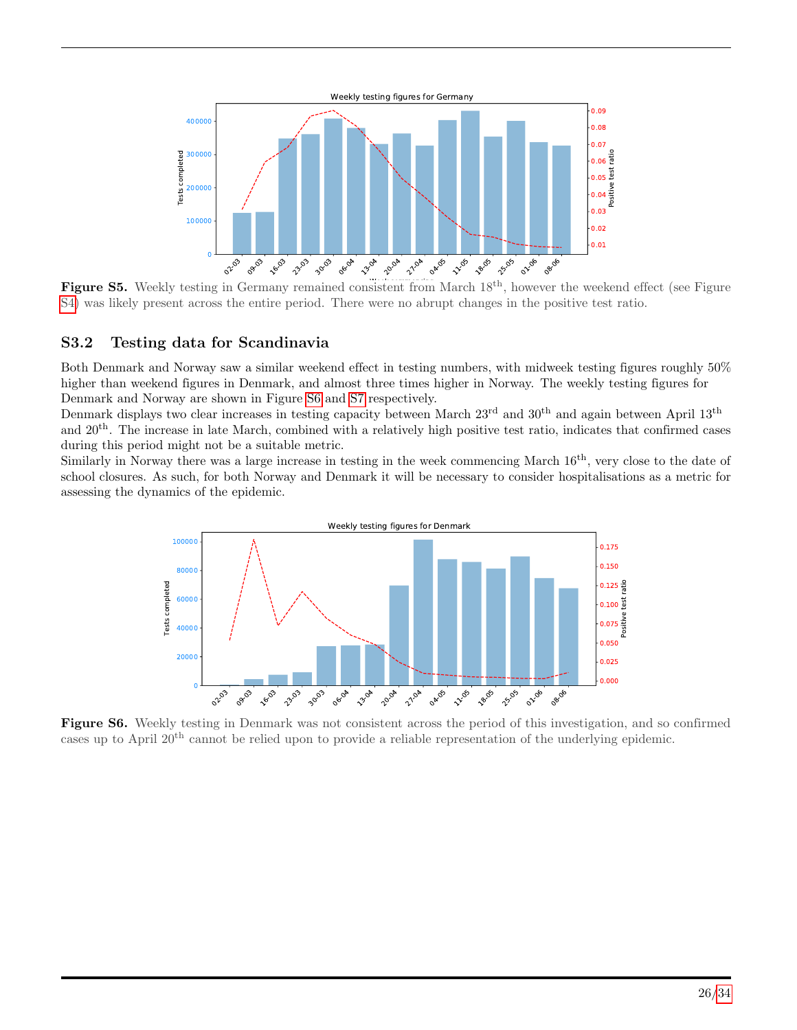**Figure S5.** Weekly testing in Germany remained consistent from March 18th, however the weekend effect (see Figure S4) was likely present across the entire period. There were no abrupt changes in the positive test ratio.

### S3.2 Testing data for Scandinavia

Both Denmark and Norway saw a similar weekend effect in testing numbers, with midweek testing figures roughly 50% higher than weekend figures in Denmark, and almost three times higher in Norway. The weekly testing figures for Denmark and Norway are shown in Figure S6 and S7 respectively.

Denmark displays two clear increases in testing capacity between March 23rd and 30th and again between April 13th and 20th. The increase in late March, combined with a relatively high positive test ratio, indicates that confirmed cases during this period might not be a suitable metric.

Similarly in Norway there was a large increase in testing in the week commencing March 16th, very close to the date of school closures. As such, for both Norway and Denmark it will be necessary to consider hospitalisations as a metric for assessing the dynamics of the epidemic.

**Figure S6.** Weekly testing in Denmark was not consistent across the period of this investigation, and so confirmed cases up to April 20th cannot be relied upon to provide a reliable representation of the underlying epidemic.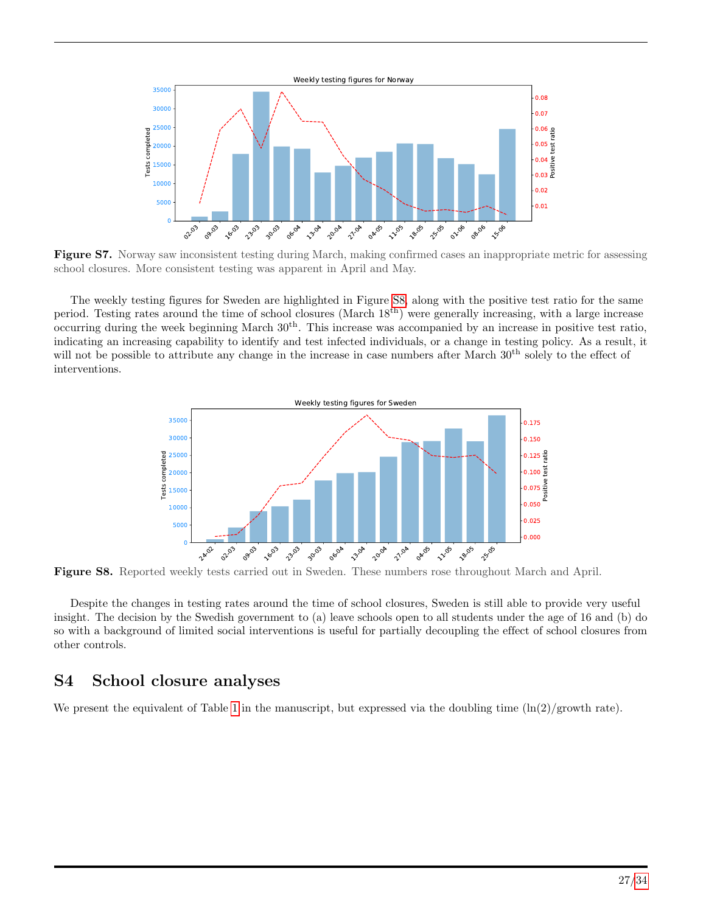**Figure S7.** Norway saw inconsistent testing during March, making confirmed cases an inappropriate metric for assessing school closures. More consistent testing was apparent in April and May.

The weekly testing figures for Sweden are highlighted in Figure S8, along with the positive test ratio for the same period. Testing rates around the time of school closures (March 18$^{\text{th}}$) were generally increasing, with a large increase occurring during the week beginning March 30$^{\text{th}}$. This increase was accompanied by an increase in positive test ratio, indicating an increasing capability to identify and test infected individuals, or a change in testing policy. As a result, it will not be possible to attribute any change in the increase in case numbers after March 30$^{\text{th}}$ solely to the effect of interventions.

**Figure S8.** Reported weekly tests carried out in Sweden. These numbers rose throughout March and April.

Despite the changes in testing rates around the time of school closures, Sweden is still able to provide very useful insight. The decision by the Swedish government to (a) leave schools open to all students under the age of 16 and (b) do so with a background of limited social interventions is useful for partially decoupling the effect of school closures from other controls.

## S4 School closure analyses

We present the equivalent of Table 1 in the manuscript, but expressed via the doubling time (ln(2)/growth rate).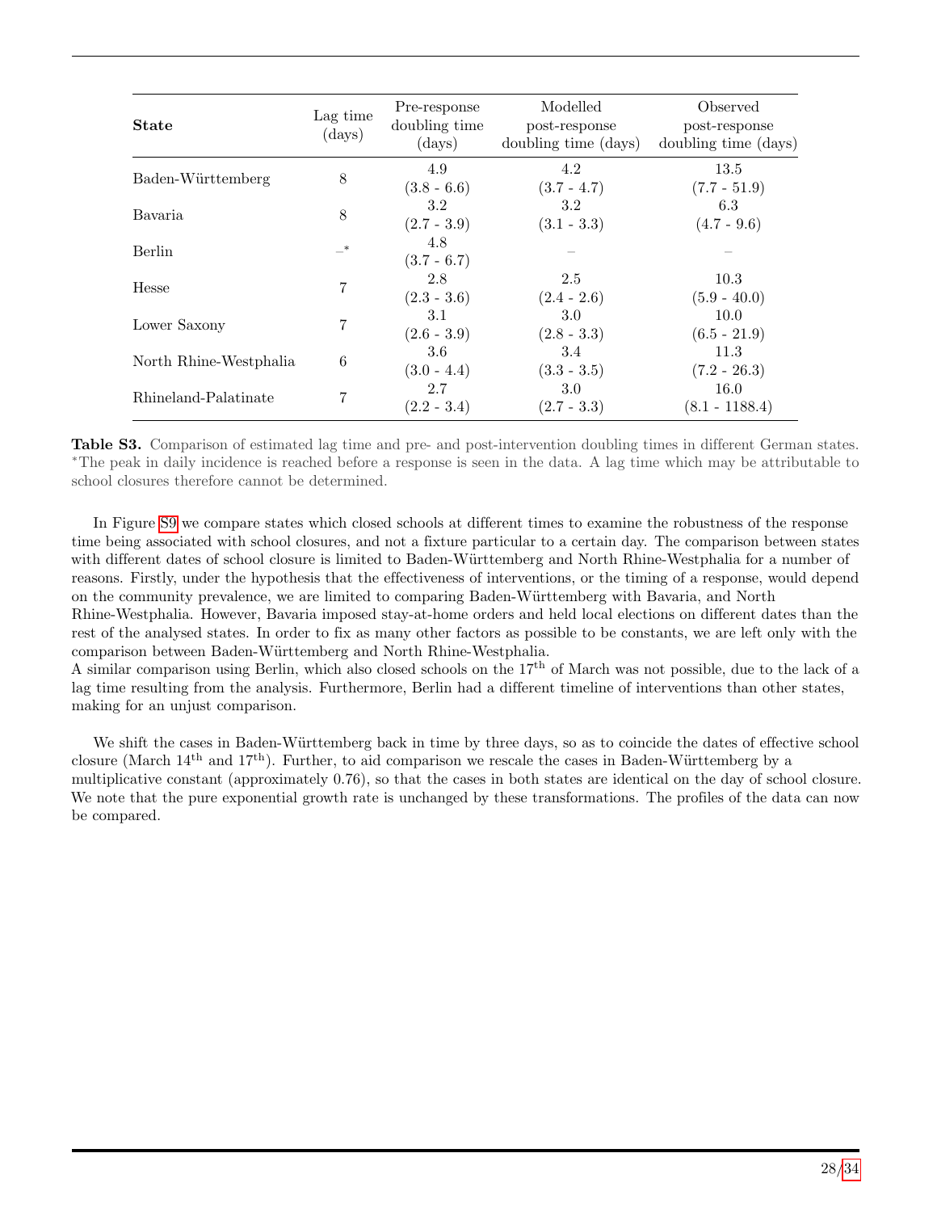| **State** | Lag time (days) | Pre-response doubling time (days) | Modelled post-response doubling time (days) | Observed post-response doubling time (days) |
|---|---|---|---|---|
| Baden-Württemberg | 8 | 4.9 (3.8 - 6.6) | 4.2 (3.7 - 4.7) | 13.5 (7.7 - 51.9) |
| Bavaria | 8 | 3.2 (2.7 - 3.9) | 3.2 (3.1 - 3.3) | 6.3 (4.7 - 9.6) |
| Berlin | –* | 4.8 (3.7 - 6.7) | – | – |
| Hesse | 7 | 2.8 (2.3 - 3.6) | 2.5 (2.4 - 2.6) | 10.3 (5.9 - 40.0) |
| Lower Saxony | 7 | 3.1 (2.6 - 3.9) | 3.0 (2.8 - 3.3) | 10.0 (6.5 - 21.9) |
| North Rhine-Westphalia | 6 | 3.6 (3.0 - 4.4) | 3.4 (3.3 - 3.5) | 11.3 (7.2 - 26.3) |
| Rhineland-Palatinate | 7 | 2.7 (2.2 - 3.4) | 3.0 (2.7 - 3.3) | 16.0 (8.1 - 1188.4) |

**Table S3.** Comparison of estimated lag time and pre- and post-intervention doubling times in different German states. *The peak in daily incidence is reached before a response is seen in the data. A lag time which may be attributable to school closures therefore cannot be determined.

In Figure S9 we compare states which closed schools at different times to examine the robustness of the response time being associated with school closures, and not a fixture particular to a certain day. The comparison between states with different dates of school closure is limited to Baden-Württemberg and North Rhine-Westphalia for a number of reasons. Firstly, under the hypothesis that the effectiveness of interventions, or the timing of a response, would depend on the community prevalence, we are limited to comparing Baden-Württemberg with Bavaria, and North Rhine-Westphalia. However, Bavaria imposed stay-at-home orders and held local elections on different dates than the rest of the analysed states. In order to fix as many other factors as possible to be constants, we are left only with the comparison between Baden-Württemberg and North Rhine-Westphalia.
A similar comparison using Berlin, which also closed schools on the 17$^{th}$ of March was not possible, due to the lack of a lag time resulting from the analysis. Furthermore, Berlin had a different timeline of interventions than other states, making for an unjust comparison.

We shift the cases in Baden-Württemberg back in time by three days, so as to coincide the dates of effective school closure (March 14$^{th}$ and 17$^{th}$). Further, to aid comparison we rescale the cases in Baden-Württemberg by a multiplicative constant (approximately 0.76), so that the cases in both states are identical on the day of school closure. We note that the pure exponential growth rate is unchanged by these transformations. The profiles of the data can now be compared.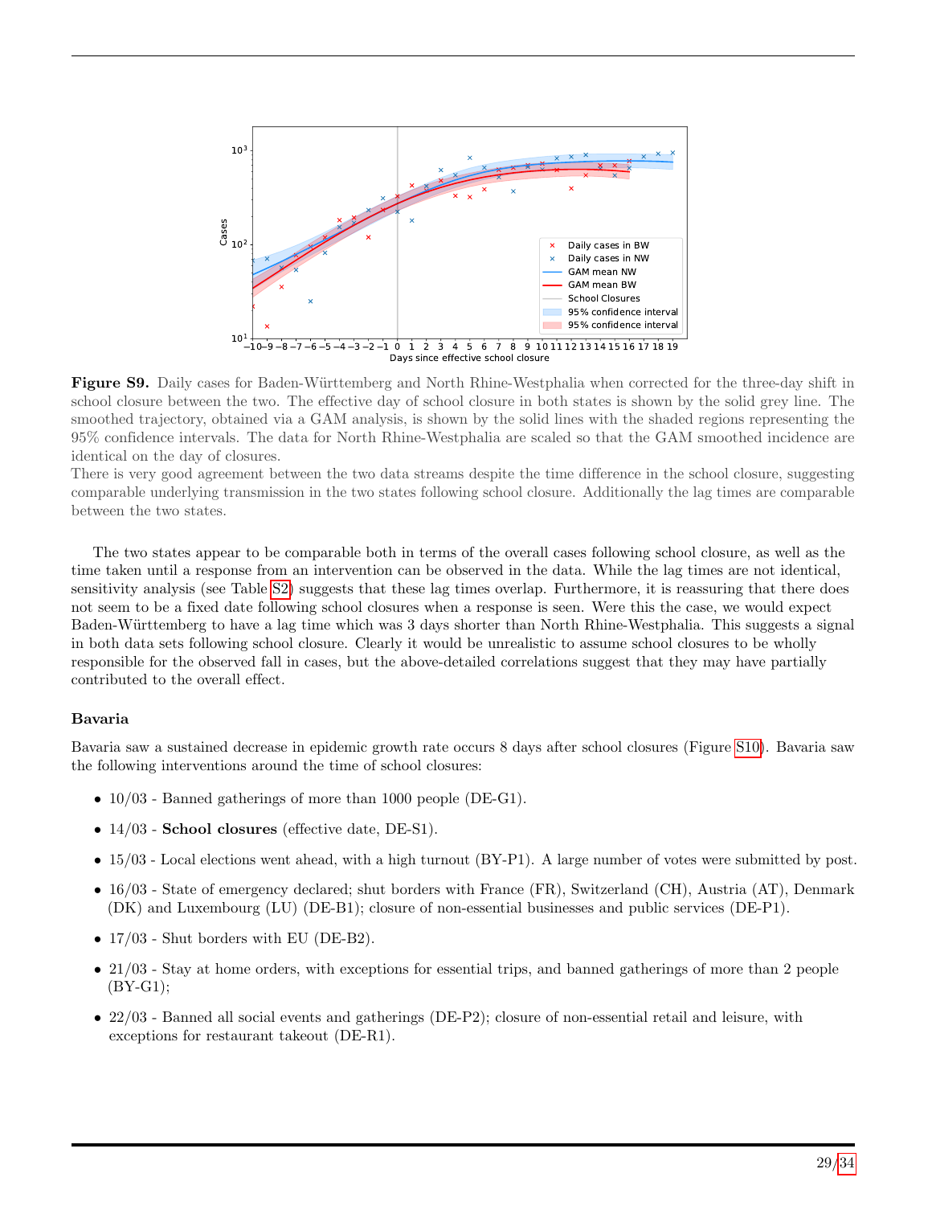**Figure S9.** Daily cases for Baden-Württemberg and North Rhine-Westphalia when corrected for the three-day shift in school closure between the two. The effective day of school closure in both states is shown by the solid grey line. The smoothed trajectory, obtained via a GAM analysis, is shown by the solid lines with the shaded regions representing the 95% confidence intervals. The data for North Rhine-Westphalia are scaled so that the GAM smoothed incidence are identical on the day of closures.
There is very good agreement between the two data streams despite the time difference in the school closure, suggesting comparable underlying transmission in the two states following school closure. Additionally the lag times are comparable between the two states.

The two states appear to be comparable both in terms of the overall cases following school closure, as well as the time taken until a response from an intervention can be observed in the data. While the lag times are not identical, sensitivity analysis (see Table S2) suggests that these lag times overlap. Furthermore, it is reassuring that there does not seem to be a fixed date following school closures when a response is seen. Were this the case, we would expect Baden-Württemberg to have a lag time which was 3 days shorter than North Rhine-Westphalia. This suggests a signal in both data sets following school closure. Clearly it would be unrealistic to assume school closures to be wholly responsible for the observed fall in cases, but the above-detailed correlations suggest that they may have partially contributed to the overall effect.

### Bavaria

Bavaria saw a sustained decrease in epidemic growth rate occurs 8 days after school closures (Figure S10). Bavaria saw the following interventions around the time of school closures:

- 10/03 - Banned gatherings of more than 1000 people (DE-G1).
- 14/03 - **School closures** (effective date, DE-S1).
- 15/03 - Local elections went ahead, with a high turnout (BY-P1). A large number of votes were submitted by post.
- 16/03 - State of emergency declared; shut borders with France (FR), Switzerland (CH), Austria (AT), Denmark (DK) and Luxembourg (LU) (DE-B1); closure of non-essential businesses and public services (DE-P1).
- 17/03 - Shut borders with EU (DE-B2).
- 21/03 - Stay at home orders, with exceptions for essential trips, and banned gatherings of more than 2 people (BY-G1);
- 22/03 - Banned all social events and gatherings (DE-P2); closure of non-essential retail and leisure, with exceptions for restaurant takeout (DE-R1).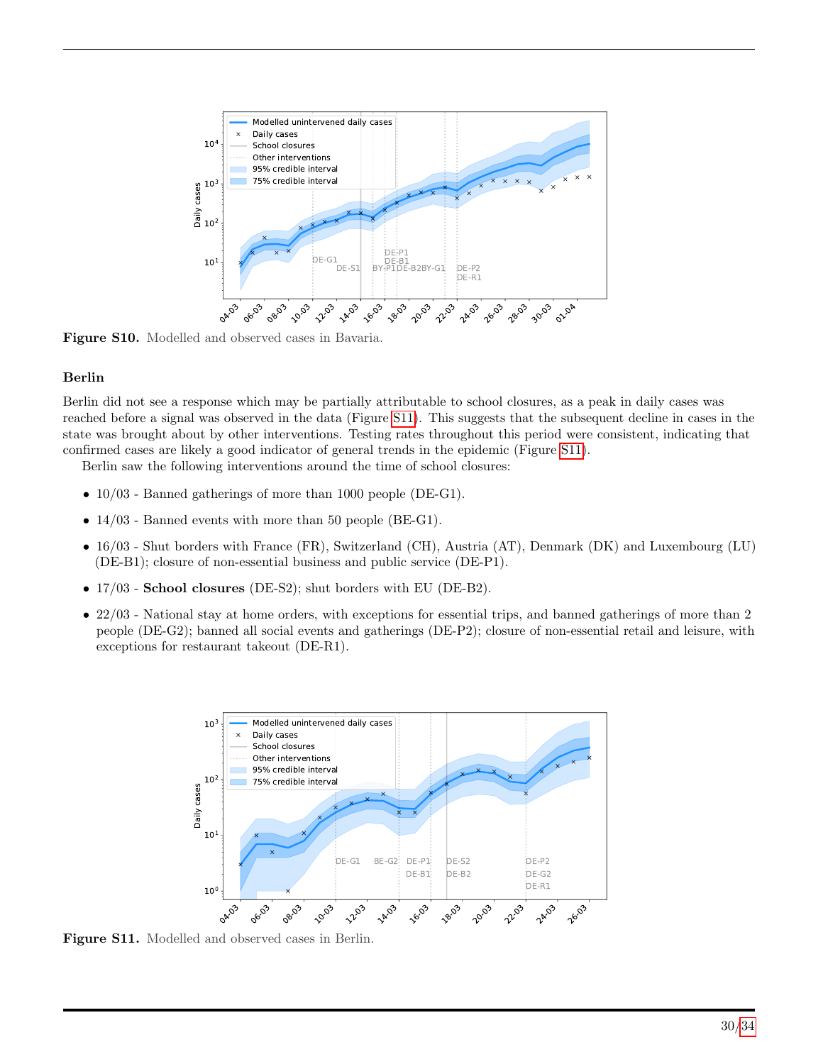**Figure S10.** Modelled and observed cases in Bavaria.

### Berlin

Berlin did not see a response which may be partially attributable to school closures, as a peak in daily cases was reached before a signal was observed in the data (Figure S11). This suggests that the subsequent decline in cases in the state was brought about by other interventions. Testing rates throughout this period were consistent, indicating that confirmed cases are likely a good indicator of general trends in the epidemic (Figure S11).

Berlin saw the following interventions around the time of school closures:

- 10/03 - Banned gatherings of more than 1000 people (DE-G1).
- 14/03 - Banned events with more than 50 people (BE-G1).
- 16/03 - Shut borders with France (FR), Switzerland (CH), Austria (AT), Denmark (DK) and Luxembourg (LU) (DE-B1); closure of non-essential business and public service (DE-P1).
- 17/03 - **School closures** (DE-S2); shut borders with EU (DE-B2).
- 22/03 - National stay at home orders, with exceptions for essential trips, and banned gatherings of more than 2 people (DE-G2); banned all social events and gatherings (DE-P2); closure of non-essential retail and leisure, with exceptions for restaurant takeout (DE-R1).

**Figure S11.** Modelled and observed cases in Berlin.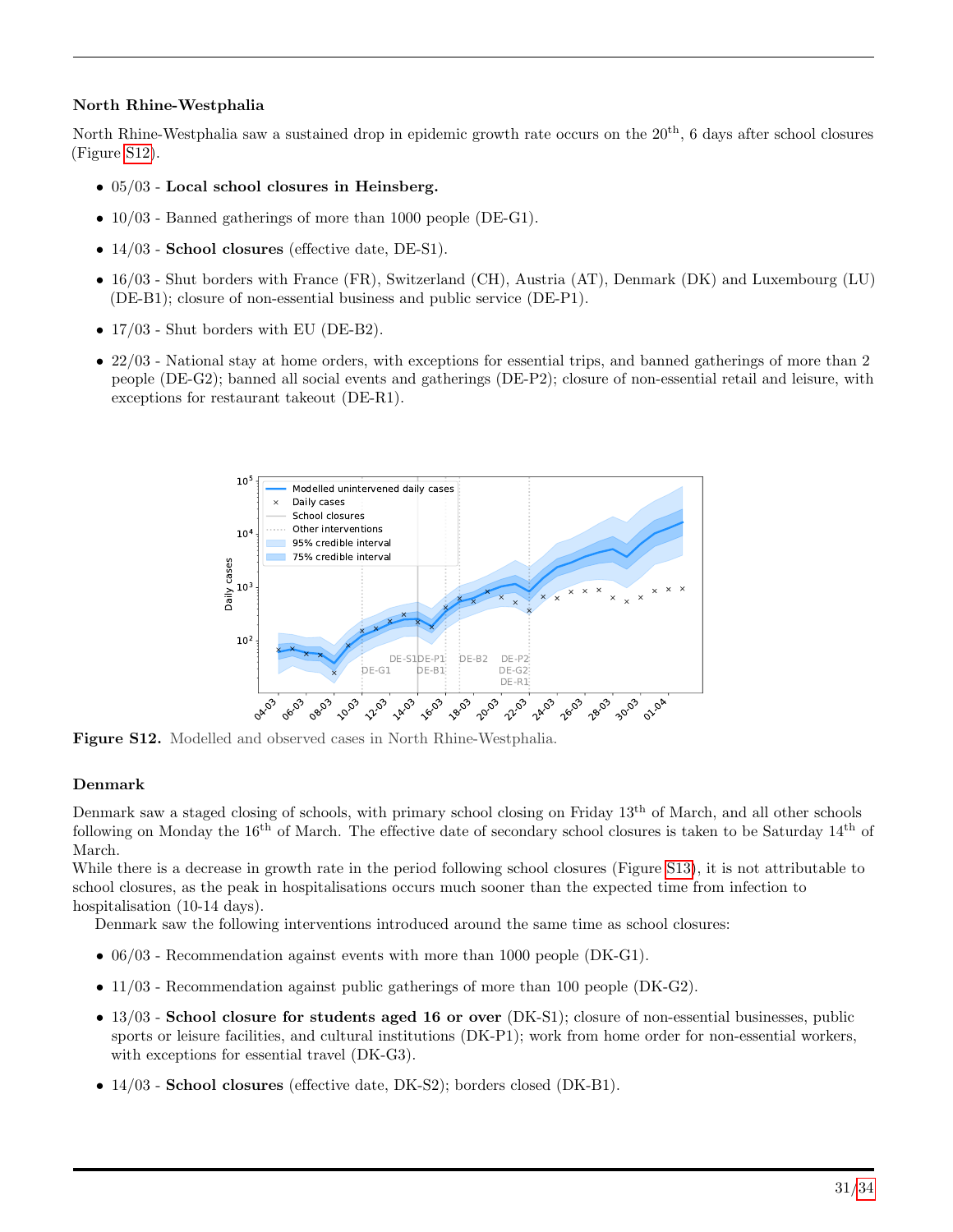### North Rhine-Westphalia

North Rhine-Westphalia saw a sustained drop in epidemic growth rate occurs on the 20th, 6 days after school closures (Figure S12).

- 05/03 - **Local school closures in Heinsberg.**
- 10/03 - Banned gatherings of more than 1000 people (DE-G1).
- 14/03 - **School closures** (effective date, DE-S1).
- 16/03 - Shut borders with France (FR), Switzerland (CH), Austria (AT), Denmark (DK) and Luxembourg (LU) (DE-B1); closure of non-essential business and public service (DE-P1).
- 17/03 - Shut borders with EU (DE-B2).
- 22/03 - National stay at home orders, with exceptions for essential trips, and banned gatherings of more than 2 people (DE-G2); banned all social events and gatherings (DE-P2); closure of non-essential retail and leisure, with exceptions for restaurant takeout (DE-R1).

**Figure S12.** Modelled and observed cases in North Rhine-Westphalia.

### Denmark

Denmark saw a staged closing of schools, with primary school closing on Friday 13th of March, and all other schools following on Monday the 16th of March. The effective date of secondary school closures is taken to be Saturday 14th of March.

While there is a decrease in growth rate in the period following school closures (Figure S13), it is not attributable to school closures, as the peak in hospitalisations occurs much sooner than the expected time from infection to hospitalisation (10-14 days).

Denmark saw the following interventions introduced around the same time as school closures:

- 06/03 - Recommendation against events with more than 1000 people (DK-G1).
- 11/03 - Recommendation against public gatherings of more than 100 people (DK-G2).
- 13/03 - **School closure for students aged 16 or over** (DK-S1); closure of non-essential businesses, public sports or leisure facilities, and cultural institutions (DK-P1); work from home order for non-essential workers, with exceptions for essential travel (DK-G3).
- 14/03 - **School closures** (effective date, DK-S2); borders closed (DK-B1).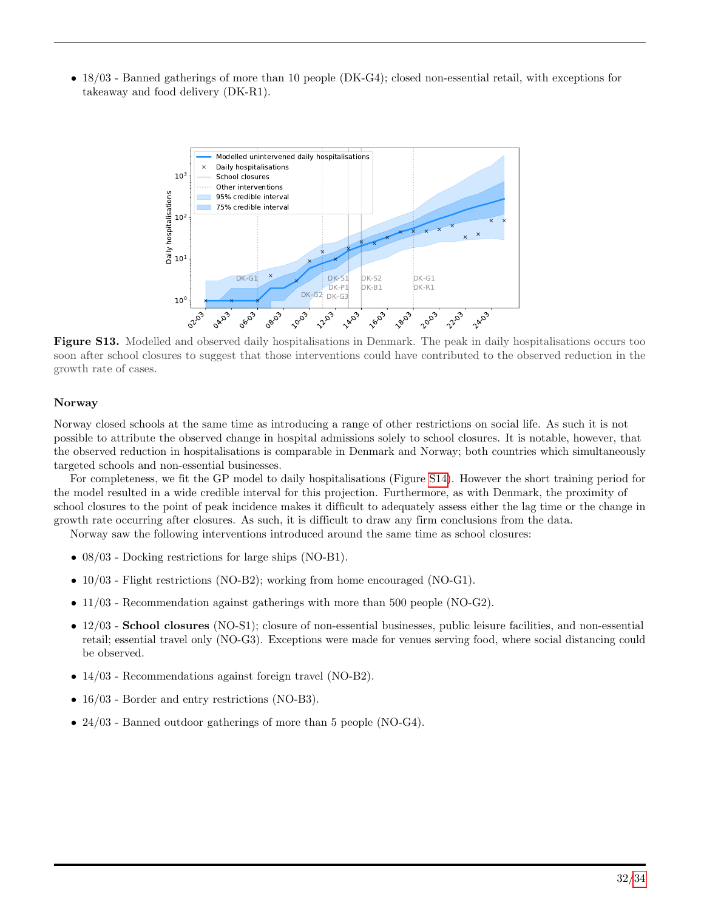- 18/03 - Banned gatherings of more than 10 people (DK-G4); closed non-essential retail, with exceptions for takeaway and food delivery (DK-R1).

**Figure S13.** Modelled and observed daily hospitalisations in Denmark. The peak in daily hospitalisations occurs too soon after school closures to suggest that those interventions could have contributed to the observed reduction in the growth rate of cases.

### Norway

Norway closed schools at the same time as introducing a range of other restrictions on social life. As such it is not possible to attribute the observed change in hospital admissions solely to school closures. It is notable, however, that the observed reduction in hospitalisations is comparable in Denmark and Norway; both countries which simultaneously targeted schools and non-essential businesses.

For completeness, we fit the GP model to daily hospitalisations (Figure S14). However the short training period for the model resulted in a wide credible interval for this projection. Furthermore, as with Denmark, the proximity of school closures to the point of peak incidence makes it difficult to adequately assess either the lag time or the change in growth rate occurring after closures. As such, it is difficult to draw any firm conclusions from the data.

Norway saw the following interventions introduced around the same time as school closures:

- 08/03 - Docking restrictions for large ships (NO-B1).
- 10/03 - Flight restrictions (NO-B2); working from home encouraged (NO-G1).
- 11/03 - Recommendation against gatherings with more than 500 people (NO-G2).
- 12/03 - **School closures** (NO-S1); closure of non-essential businesses, public leisure facilities, and non-essential retail; essential travel only (NO-G3). Exceptions were made for venues serving food, where social distancing could be observed.
- 14/03 - Recommendations against foreign travel (NO-B2).
- 16/03 - Border and entry restrictions (NO-B3).
- 24/03 - Banned outdoor gatherings of more than 5 people (NO-G4).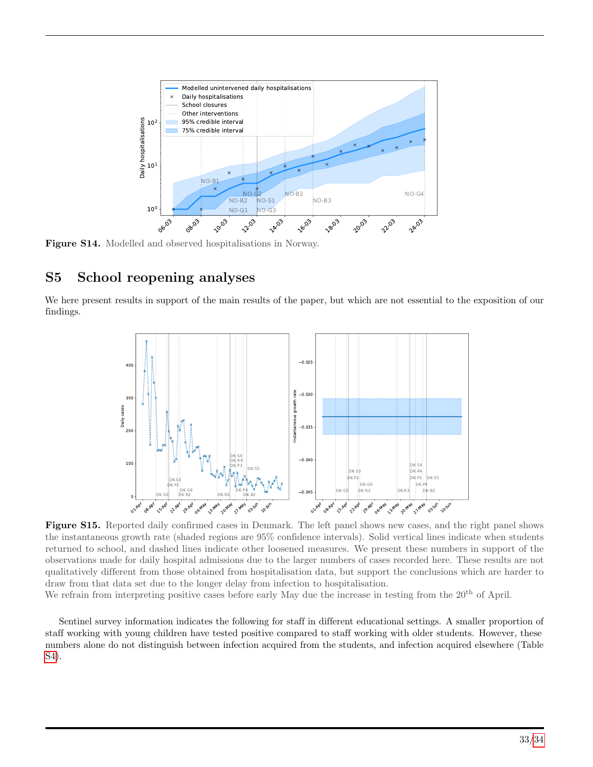**Figure S14.** Modelled and observed hospitalisations in Norway.

## S5 School reopening analyses

We here present results in support of the main results of the paper, but which are not essential to the exposition of our findings.

**Figure S15.** Reported daily confirmed cases in Denmark. The left panel shows new cases, and the right panel shows the instantaneous growth rate (shaded regions are 95% confidence intervals). Solid vertical lines indicate when students returned to school, and dashed lines indicate other loosened measures. We present these numbers in support of the observations made for daily hospital admissions due to the larger numbers of cases recorded here. These results are not qualitatively different from those obtained from hospitalisation data, but support the conclusions which are harder to draw from that data set due to the longer delay from infection to hospitalisation.
We refrain from interpreting positive cases before early May due the increase in testing from the $20^{th}$ of April.

Sentinel survey information indicates the following for staff in different educational settings. A smaller proportion of staff working with young children have tested positive compared to staff working with older students. However, these numbers alone do not distinguish between infection acquired from the students, and infection acquired elsewhere (Table S4).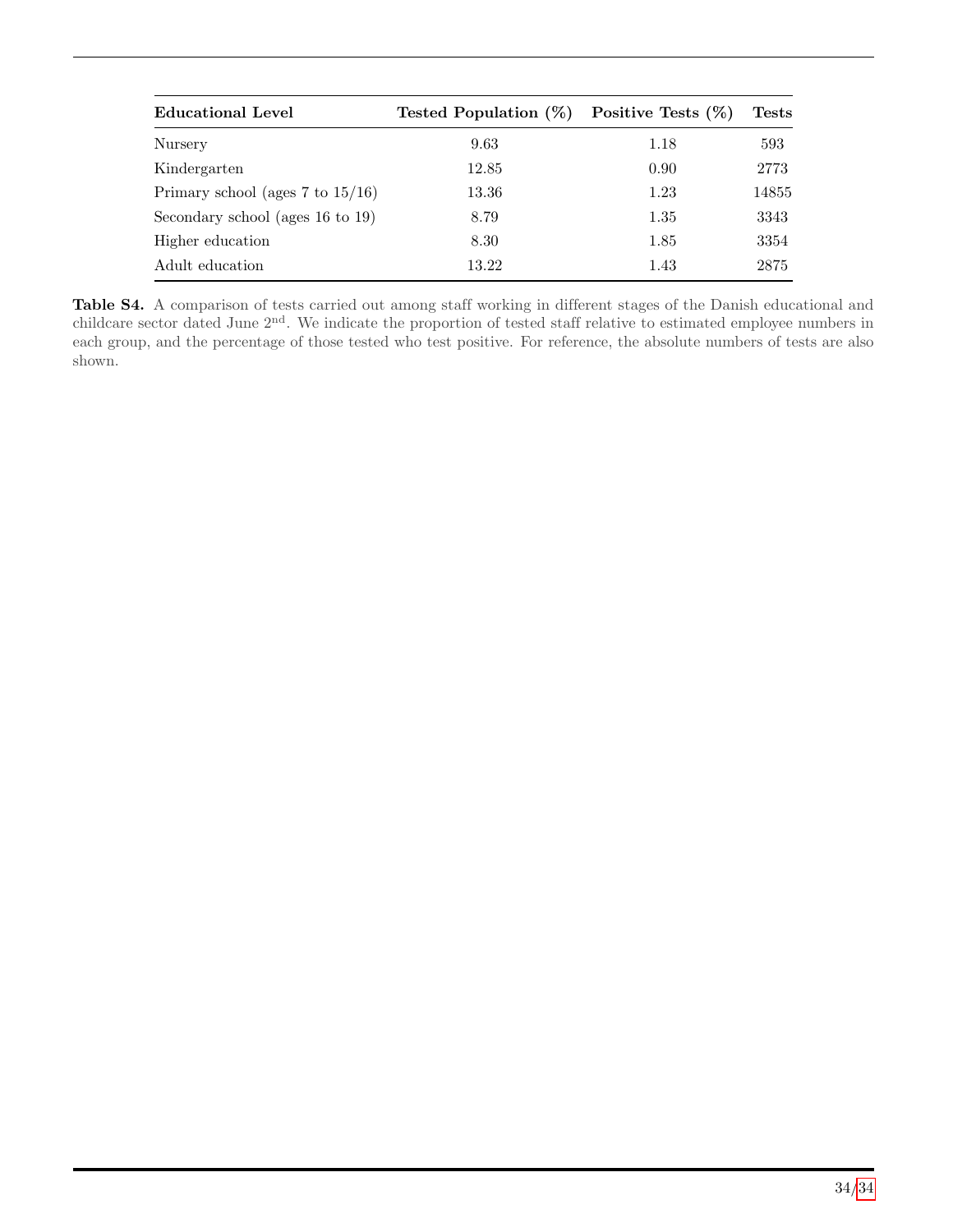| Educational Level | Tested Population (%) | Positive Tests (%) | Tests |
| --- | --- | --- | --- |
| Nursery | 9.63 | 1.18 | 593 |
| Kindergarten | 12.85 | 0.90 | 2773 |
| Primary school (ages 7 to 15/16) | 13.36 | 1.23 | 14855 |
| Secondary school (ages 16 to 19) | 8.79 | 1.35 | 3343 |
| Higher education | 8.30 | 1.85 | 3354 |
| Adult education | 13.22 | 1.43 | 2875 |

**Table S4.** A comparison of tests carried out among staff working in different stages of the Danish educational and childcare sector dated June 2nd. We indicate the proportion of tested staff relative to estimated employee numbers in each group, and the percentage of those tested who test positive. For reference, the absolute numbers of tests are also shown.